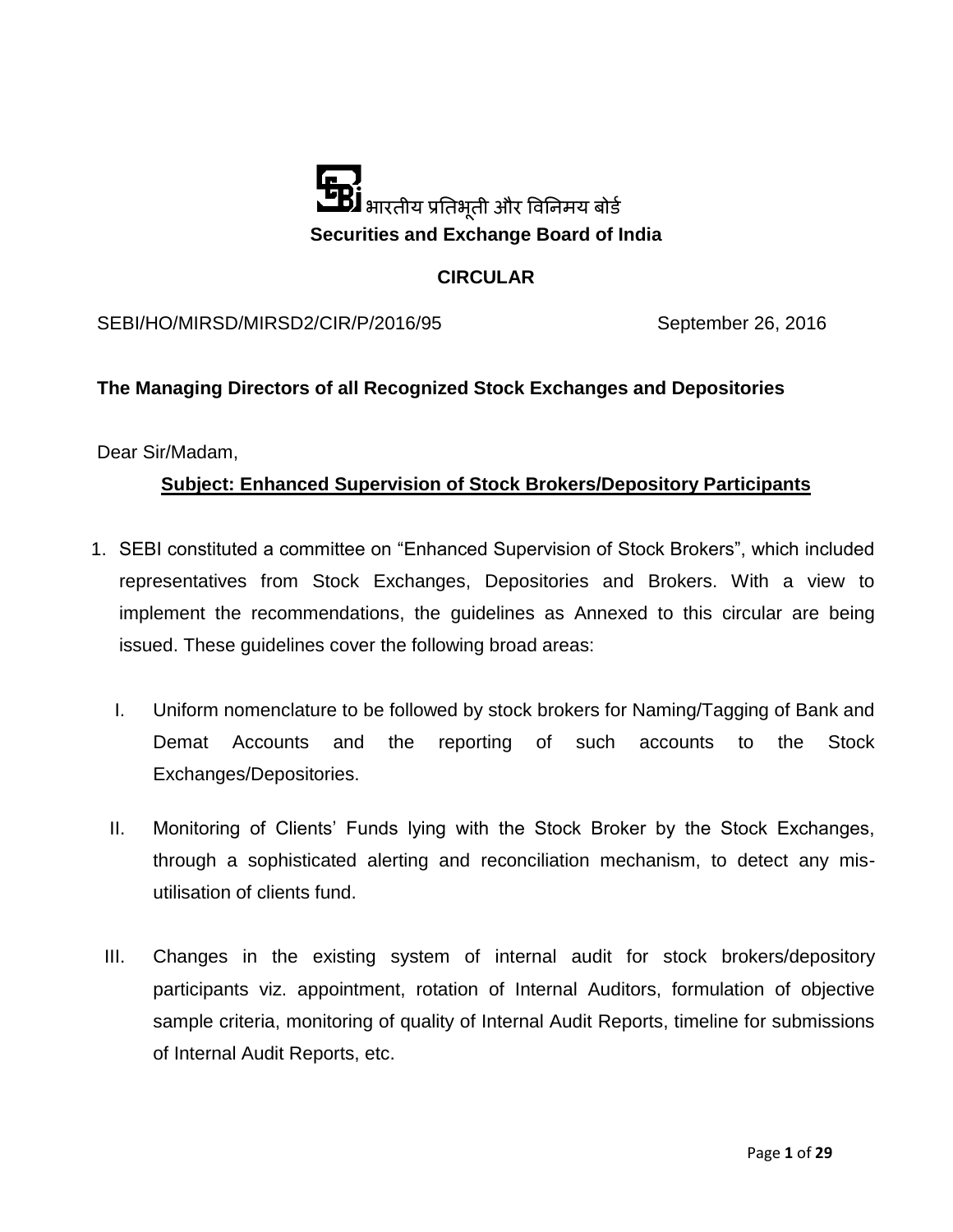भारतीय प्रतिभूती और विनिमय बोर्ड

**Securities and Exchange Board of India**

**CIRCULAR**

SEBI/HO/MIRSD/MIRSD2/CIR/P/2016/95 September 26, 2016

**The Managing Directors of all Recognized Stock Exchanges and Depositories**

Dear Sir/Madam,

**Subject: Enhanced Supervision of Stock Brokers/Depository Participants**

1. SEBI constituted a committee on "Enhanced Supervision of Stock Brokers", which included representatives from Stock Exchanges, Depositories and Brokers. With a view to implement the recommendations, the guidelines as Annexed to this circular are being issued. These guidelines cover the following broad areas:

   I. Uniform nomenclature to be followed by stock brokers for Naming/Tagging of Bank and Demat Accounts and the reporting of such accounts to the Stock Exchanges/Depositories.

   II. Monitoring of Clients' Funds lying with the Stock Broker by the Stock Exchanges, through a sophisticated alerting and reconciliation mechanism, to detect any mis-utilisation of clients fund.

   III. Changes in the existing system of internal audit for stock brokers/depository participants viz. appointment, rotation of Internal Auditors, formulation of objective sample criteria, monitoring of quality of Internal Audit Reports, timeline for submissions of Internal Audit Reports, etc.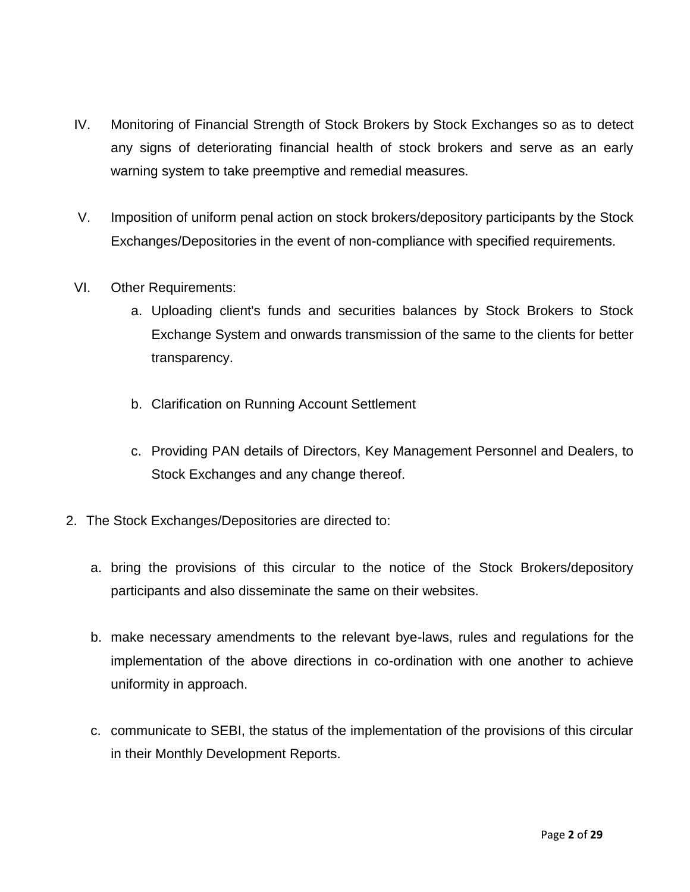IV. Monitoring of Financial Strength of Stock Brokers by Stock Exchanges so as to detect any signs of deteriorating financial health of stock brokers and serve as an early warning system to take preemptive and remedial measures.

V. Imposition of uniform penal action on stock brokers/depository participants by the Stock Exchanges/Depositories in the event of non-compliance with specified requirements.

VI. Other Requirements:

   a. Uploading client's funds and securities balances by Stock Brokers to Stock Exchange System and onwards transmission of the same to the clients for better transparency.

   b. Clarification on Running Account Settlement

   c. Providing PAN details of Directors, Key Management Personnel and Dealers, to Stock Exchanges and any change thereof.

2. The Stock Exchanges/Depositories are directed to:

   a. bring the provisions of this circular to the notice of the Stock Brokers/depository participants and also disseminate the same on their websites.

   b. make necessary amendments to the relevant bye-laws, rules and regulations for the implementation of the above directions in co-ordination with one another to achieve uniformity in approach.

   c. communicate to SEBI, the status of the implementation of the provisions of this circular in their Monthly Development Reports.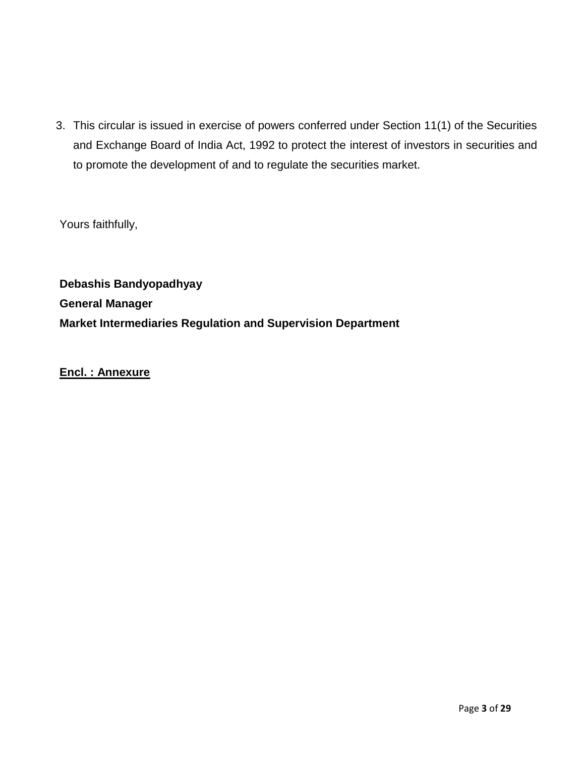3. This circular is issued in exercise of powers conferred under Section 11(1) of the Securities and Exchange Board of India Act, 1992 to protect the interest of investors in securities and to promote the development of and to regulate the securities market.

Yours faithfully,

**Debashis Bandyopadhyay**
**General Manager**
**Market Intermediaries Regulation and Supervision Department**

**Encl. : Annexure**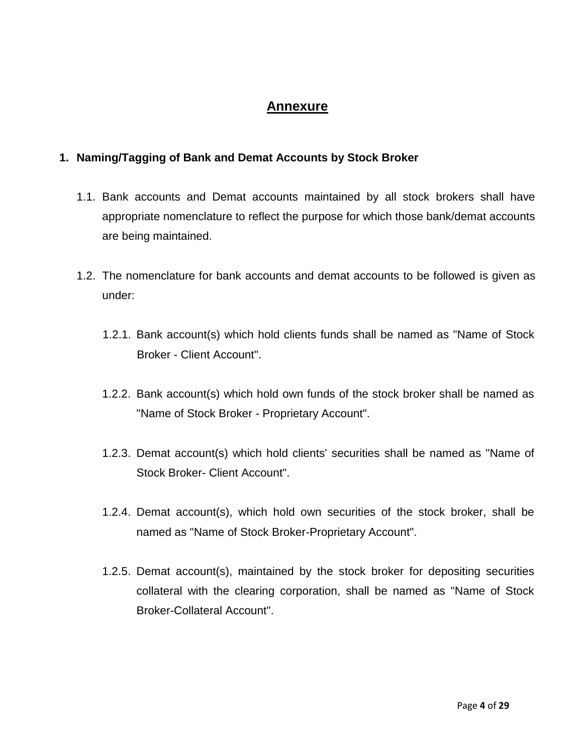# Annexure

## 1. Naming/Tagging of Bank and Demat Accounts by Stock Broker

1.1. Bank accounts and Demat accounts maintained by all stock brokers shall have appropriate nomenclature to reflect the purpose for which those bank/demat accounts are being maintained.

1.2. The nomenclature for bank accounts and demat accounts to be followed is given as under:

1.2.1. Bank account(s) which hold clients funds shall be named as "Name of Stock Broker - Client Account".

1.2.2. Bank account(s) which hold own funds of the stock broker shall be named as "Name of Stock Broker - Proprietary Account".

1.2.3. Demat account(s) which hold clients' securities shall be named as "Name of Stock Broker- Client Account".

1.2.4. Demat account(s), which hold own securities of the stock broker, shall be named as "Name of Stock Broker-Proprietary Account".

1.2.5. Demat account(s), maintained by the stock broker for depositing securities collateral with the clearing corporation, shall be named as "Name of Stock Broker-Collateral Account".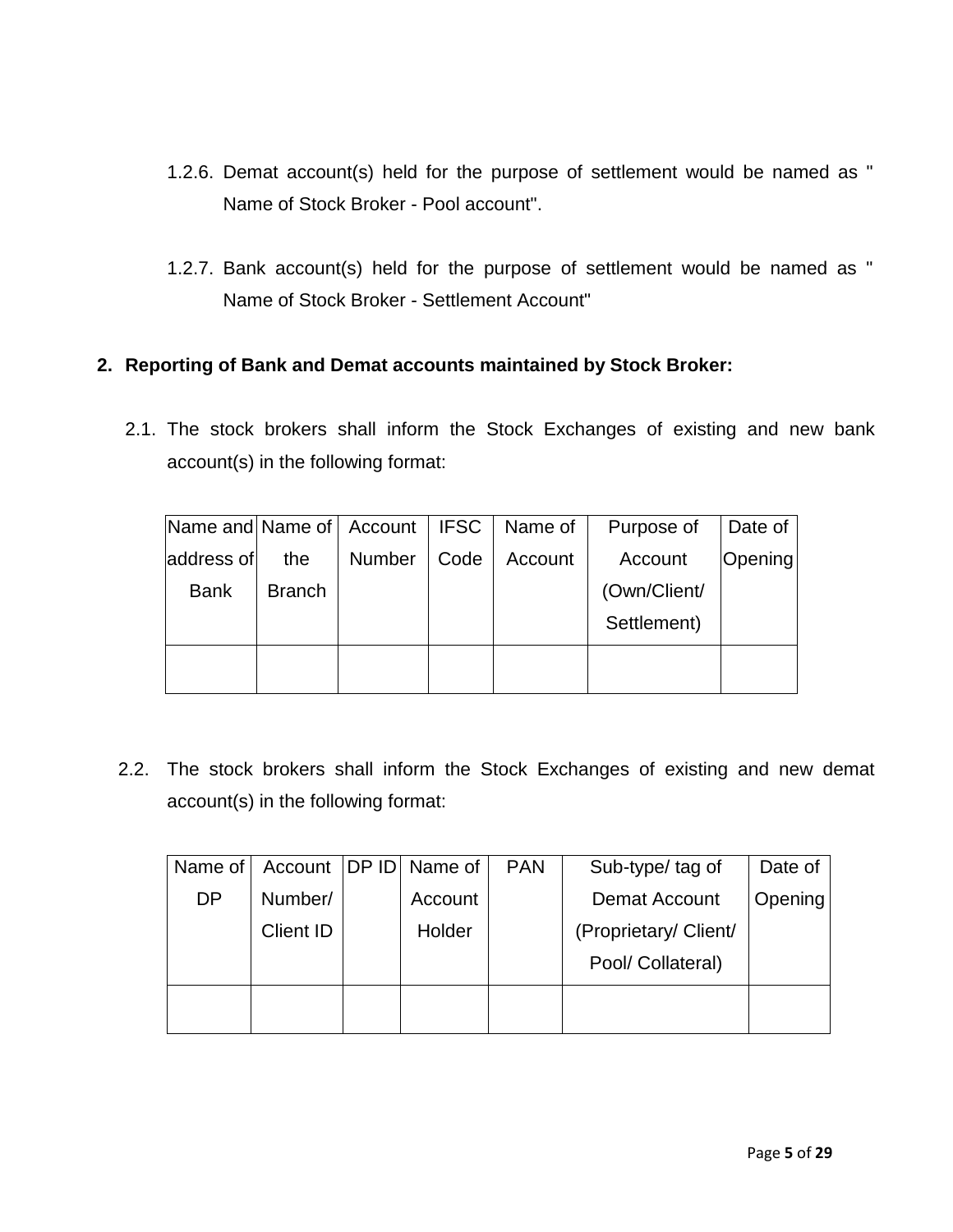1.2.6. Demat account(s) held for the purpose of settlement would be named as " Name of Stock Broker - Pool account".

1.2.7. Bank account(s) held for the purpose of settlement would be named as " Name of Stock Broker - Settlement Account"

## 2. Reporting of Bank and Demat accounts maintained by Stock Broker:

2.1. The stock brokers shall inform the Stock Exchanges of existing and new bank account(s) in the following format:

| Name and address of Bank | Name of the Branch | Account Number | IFSC Code | Name of Account | Purpose of Account (Own/Client/ Settlement) | Date of Opening |
|---|---|---|---|---|---|---|
| | | | | | | |

2.2. The stock brokers shall inform the Stock Exchanges of existing and new demat account(s) in the following format:

| Name of DP | Account Number/ Client ID | DP ID | Name of Account Holder | PAN | Sub-type/ tag of Demat Account (Proprietary/ Client/ Pool/ Collateral) | Date of Opening |
|---|---|---|---|---|---|---|
| | | | | | | |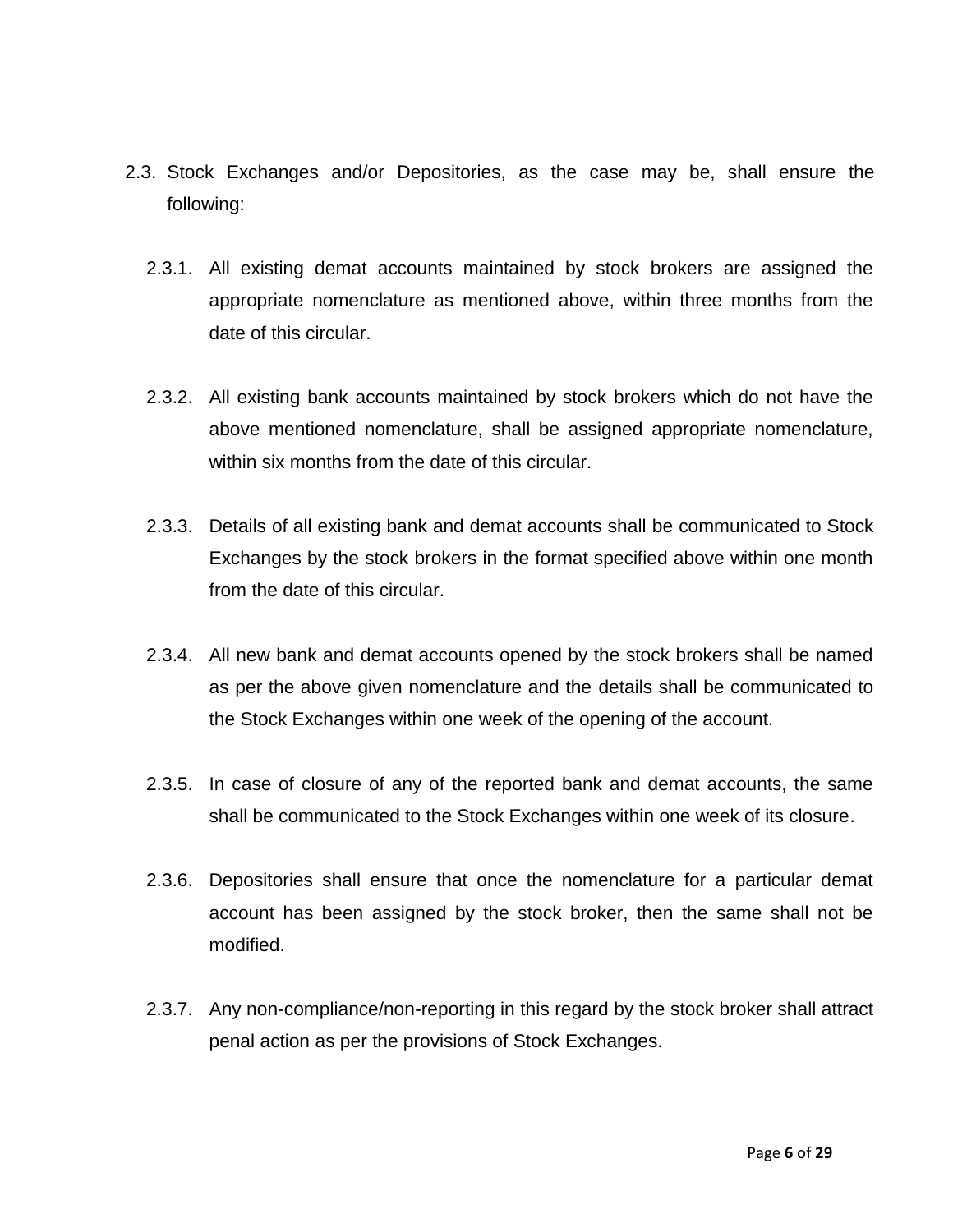2.3. Stock Exchanges and/or Depositories, as the case may be, shall ensure the following:

2.3.1. All existing demat accounts maintained by stock brokers are assigned the appropriate nomenclature as mentioned above, within three months from the date of this circular.

2.3.2. All existing bank accounts maintained by stock brokers which do not have the above mentioned nomenclature, shall be assigned appropriate nomenclature, within six months from the date of this circular.

2.3.3. Details of all existing bank and demat accounts shall be communicated to Stock Exchanges by the stock brokers in the format specified above within one month from the date of this circular.

2.3.4. All new bank and demat accounts opened by the stock brokers shall be named as per the above given nomenclature and the details shall be communicated to the Stock Exchanges within one week of the opening of the account.

2.3.5. In case of closure of any of the reported bank and demat accounts, the same shall be communicated to the Stock Exchanges within one week of its closure.

2.3.6. Depositories shall ensure that once the nomenclature for a particular demat account has been assigned by the stock broker, then the same shall not be modified.

2.3.7. Any non-compliance/non-reporting in this regard by the stock broker shall attract penal action as per the provisions of Stock Exchanges.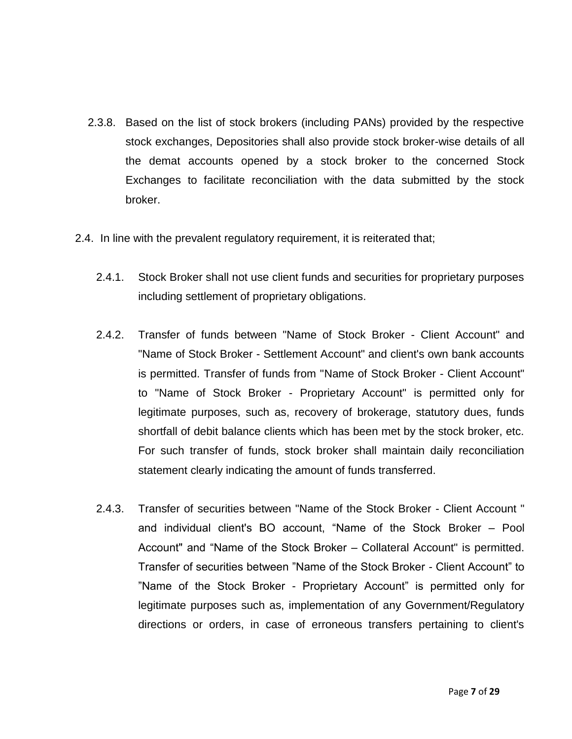2.3.8. Based on the list of stock brokers (including PANs) provided by the respective stock exchanges, Depositories shall also provide stock broker-wise details of all the demat accounts opened by a stock broker to the concerned Stock Exchanges to facilitate reconciliation with the data submitted by the stock broker.

2.4. In line with the prevalent regulatory requirement, it is reiterated that;

2.4.1. Stock Broker shall not use client funds and securities for proprietary purposes including settlement of proprietary obligations.

2.4.2. Transfer of funds between "Name of Stock Broker - Client Account" and "Name of Stock Broker - Settlement Account" and client's own bank accounts is permitted. Transfer of funds from "Name of Stock Broker - Client Account" to "Name of Stock Broker - Proprietary Account" is permitted only for legitimate purposes, such as, recovery of brokerage, statutory dues, funds shortfall of debit balance clients which has been met by the stock broker, etc. For such transfer of funds, stock broker shall maintain daily reconciliation statement clearly indicating the amount of funds transferred.

2.4.3. Transfer of securities between "Name of the Stock Broker - Client Account " and individual client's BO account, “Name of the Stock Broker – Pool Account" and “Name of the Stock Broker – Collateral Account" is permitted. Transfer of securities between ”Name of the Stock Broker - Client Account” to ”Name of the Stock Broker - Proprietary Account” is permitted only for legitimate purposes such as, implementation of any Government/Regulatory directions or orders, in case of erroneous transfers pertaining to client's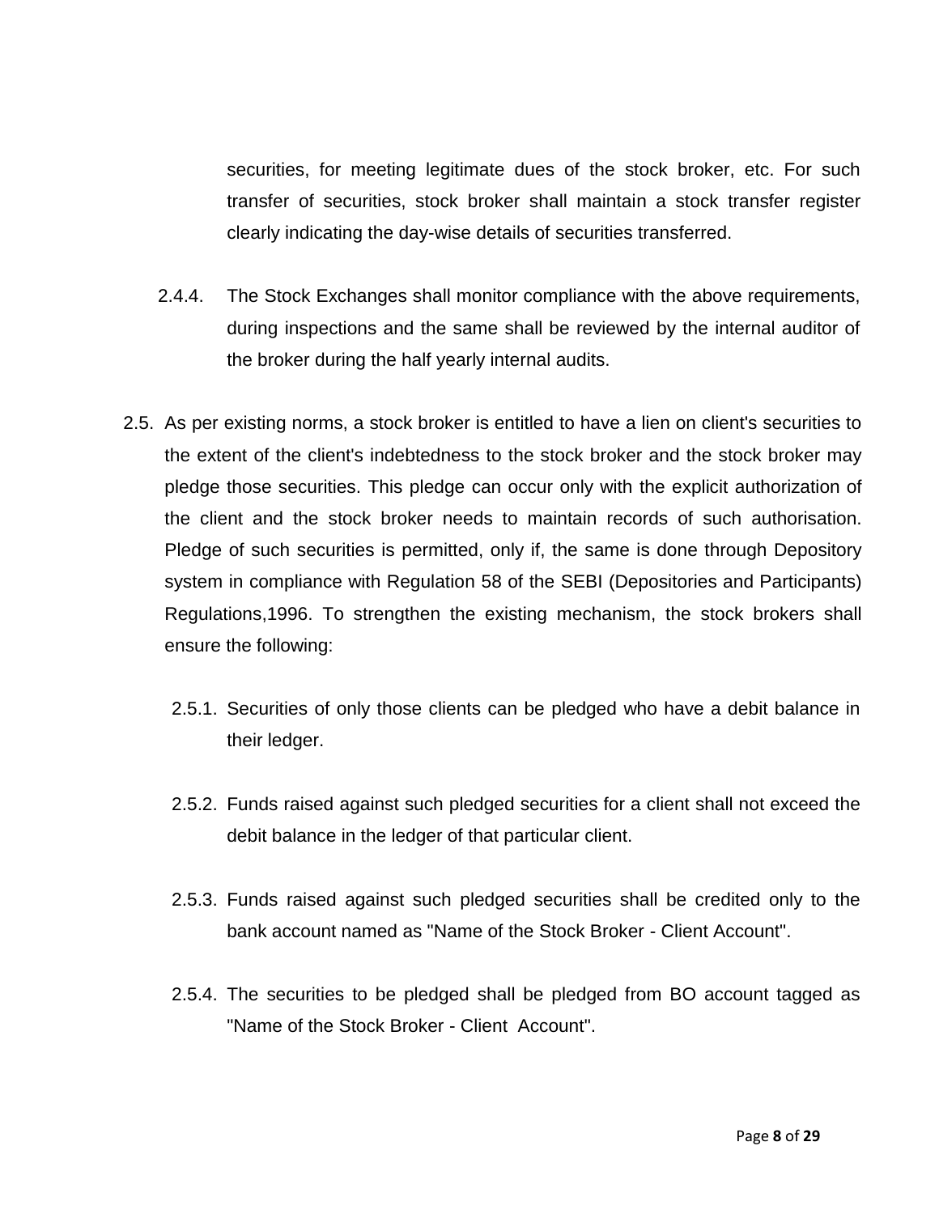securities, for meeting legitimate dues of the stock broker, etc. For such transfer of securities, stock broker shall maintain a stock transfer register clearly indicating the day-wise details of securities transferred.

2.4.4. The Stock Exchanges shall monitor compliance with the above requirements, during inspections and the same shall be reviewed by the internal auditor of the broker during the half yearly internal audits.

2.5. As per existing norms, a stock broker is entitled to have a lien on client's securities to the extent of the client's indebtedness to the stock broker and the stock broker may pledge those securities. This pledge can occur only with the explicit authorization of the client and the stock broker needs to maintain records of such authorisation. Pledge of such securities is permitted, only if, the same is done through Depository system in compliance with Regulation 58 of the SEBI (Depositories and Participants) Regulations,1996. To strengthen the existing mechanism, the stock brokers shall ensure the following:

2.5.1. Securities of only those clients can be pledged who have a debit balance in their ledger.

2.5.2. Funds raised against such pledged securities for a client shall not exceed the debit balance in the ledger of that particular client.

2.5.3. Funds raised against such pledged securities shall be credited only to the bank account named as "Name of the Stock Broker - Client Account".

2.5.4. The securities to be pledged shall be pledged from BO account tagged as "Name of the Stock Broker - Client Account".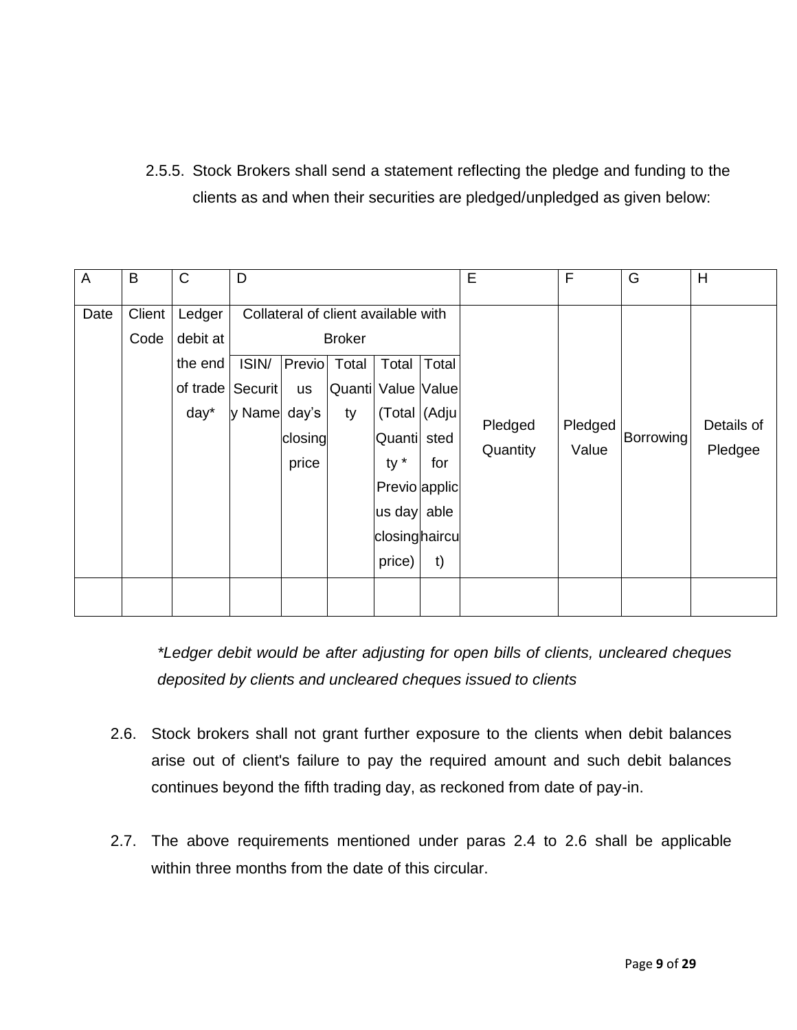2.5.5. Stock Brokers shall send a statement reflecting the pledge and funding to the clients as and when their securities are pledged/unpledged as given below:

| A | B | C | D | | | | | E | F | G | H |
|---|---|---|---|---|---|---|---|---|---|---|---|
| Date | Client Code | Ledger debit at the end of trade day* | Collateral of client available with Broker | | | | | Pledged Quantity | Pledged Value | Borrowing | Details of Pledgee |
| | | | ISIN/ Security Name | Previous day's closing price | Total Quantity | Total Value (Total Quantity * Previous day closing price) | Total Value (Adjusted for applicable haircut) | | | | |
| | | | | | | | | | | | |

*\*Ledger debit would be after adjusting for open bills of clients, uncleared cheques deposited by clients and uncleared cheques issued to clients*

2.6. Stock brokers shall not grant further exposure to the clients when debit balances arise out of client's failure to pay the required amount and such debit balances continues beyond the fifth trading day, as reckoned from date of pay-in.

2.7. The above requirements mentioned under paras 2.4 to 2.6 shall be applicable within three months from the date of this circular.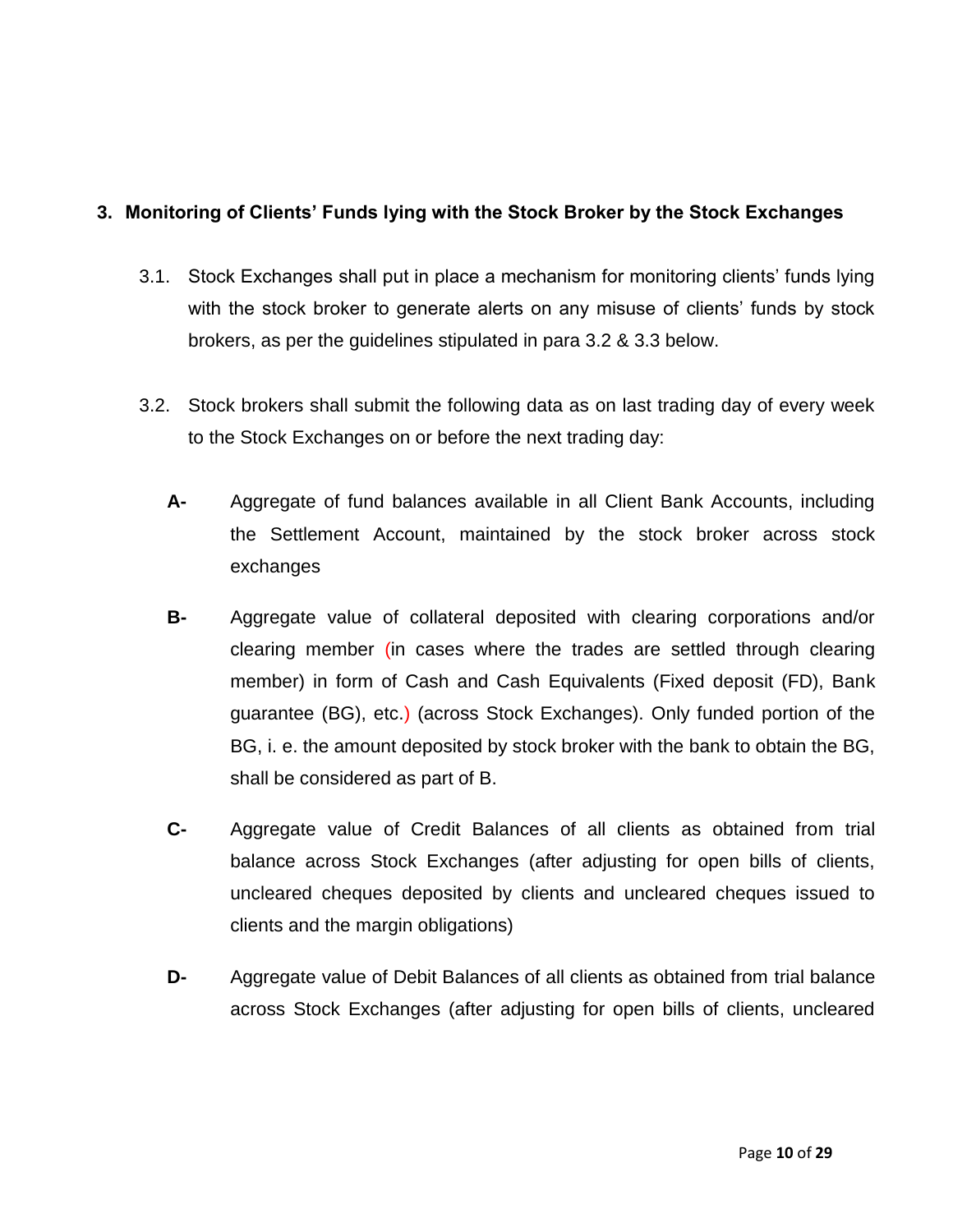### 3. Monitoring of Clients' Funds lying with the Stock Broker by the Stock Exchanges

3.1. Stock Exchanges shall put in place a mechanism for monitoring clients' funds lying with the stock broker to generate alerts on any misuse of clients' funds by stock brokers, as per the guidelines stipulated in para 3.2 & 3.3 below.

3.2. Stock brokers shall submit the following data as on last trading day of every week to the Stock Exchanges on or before the next trading day:

**A-** Aggregate of fund balances available in all Client Bank Accounts, including the Settlement Account, maintained by the stock broker across stock exchanges

**B-** Aggregate value of collateral deposited with clearing corporations and/or clearing member (in cases where the trades are settled through clearing member) in form of Cash and Cash Equivalents (Fixed deposit (FD), Bank guarantee (BG), etc.) (across Stock Exchanges). Only funded portion of the BG, i. e. the amount deposited by stock broker with the bank to obtain the BG, shall be considered as part of B.

**C-** Aggregate value of Credit Balances of all clients as obtained from trial balance across Stock Exchanges (after adjusting for open bills of clients, uncleared cheques deposited by clients and uncleared cheques issued to clients and the margin obligations)

**D-** Aggregate value of Debit Balances of all clients as obtained from trial balance across Stock Exchanges (after adjusting for open bills of clients, uncleared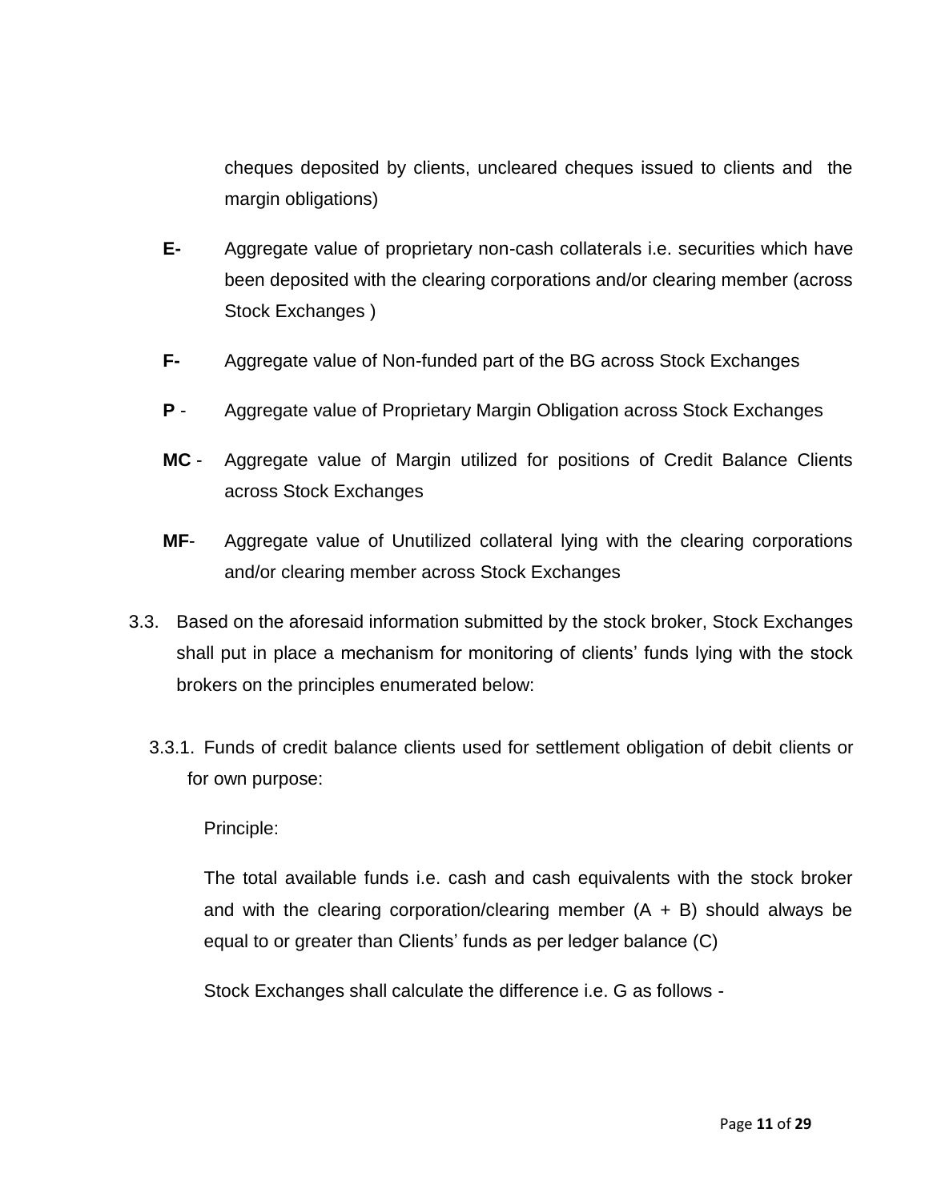cheques deposited by clients, uncleared cheques issued to clients and the margin obligations)

**E-** Aggregate value of proprietary non-cash collaterals i.e. securities which have been deposited with the clearing corporations and/or clearing member (across Stock Exchanges )

**F-** Aggregate value of Non-funded part of the BG across Stock Exchanges

**P** - Aggregate value of Proprietary Margin Obligation across Stock Exchanges

**MC** - Aggregate value of Margin utilized for positions of Credit Balance Clients across Stock Exchanges

**MF**- Aggregate value of Unutilized collateral lying with the clearing corporations and/or clearing member across Stock Exchanges

3.3. Based on the aforesaid information submitted by the stock broker, Stock Exchanges shall put in place a mechanism for monitoring of clients' funds lying with the stock brokers on the principles enumerated below:

3.3.1. Funds of credit balance clients used for settlement obligation of debit clients or for own purpose:

Principle:

The total available funds i.e. cash and cash equivalents with the stock broker and with the clearing corporation/clearing member (A + B) should always be equal to or greater than Clients' funds as per ledger balance (C)

Stock Exchanges shall calculate the difference i.e. G as follows -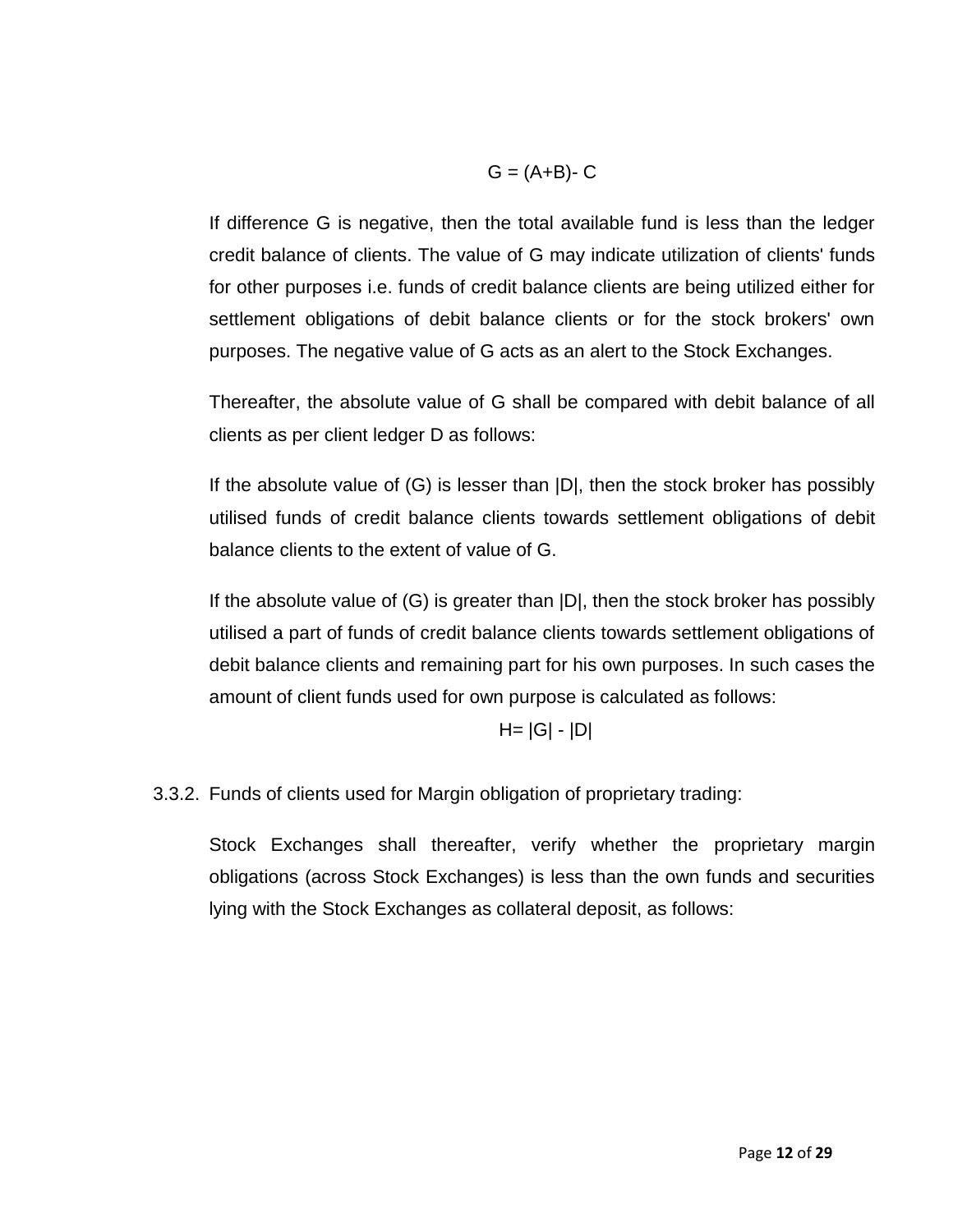$$G = (A+B) - C$$

If difference G is negative, then the total available fund is less than the ledger credit balance of clients. The value of G may indicate utilization of clients' funds for other purposes i.e. funds of credit balance clients are being utilized either for settlement obligations of debit balance clients or for the stock brokers' own purposes. The negative value of G acts as an alert to the Stock Exchanges.

Thereafter, the absolute value of G shall be compared with debit balance of all clients as per client ledger D as follows:

If the absolute value of (G) is lesser than $|D|$, then the stock broker has possibly utilised funds of credit balance clients towards settlement obligations of debit balance clients to the extent of value of G.

If the absolute value of (G) is greater than $|D|$, then the stock broker has possibly utilised a part of funds of credit balance clients towards settlement obligations of debit balance clients and remaining part for his own purposes. In such cases the amount of client funds used for own purpose is calculated as follows:

$$H = |G| - |D|$$

3.3.2. Funds of clients used for Margin obligation of proprietary trading:

Stock Exchanges shall thereafter, verify whether the proprietary margin obligations (across Stock Exchanges) is less than the own funds and securities lying with the Stock Exchanges as collateral deposit, as follows: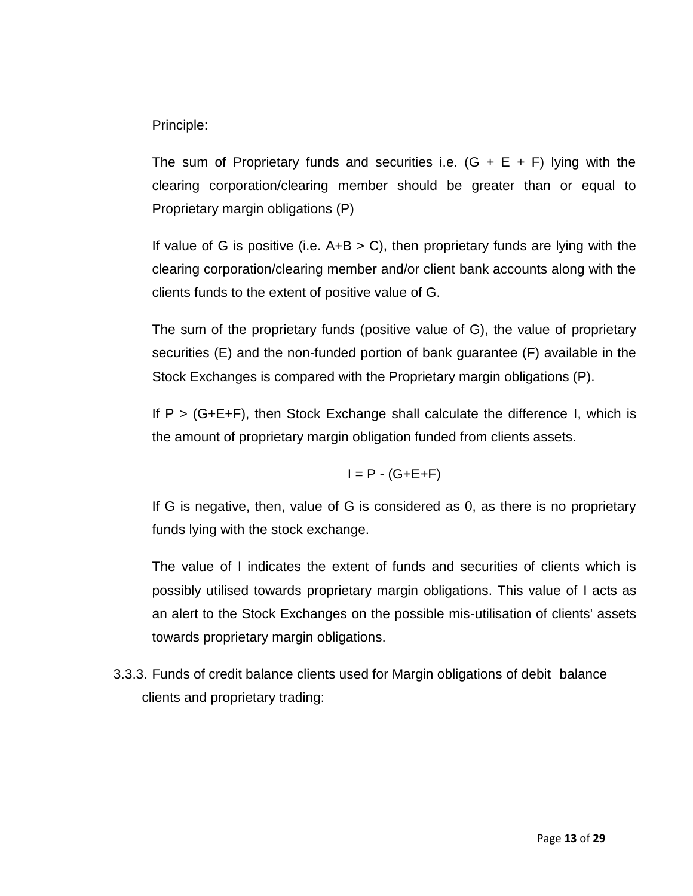Principle:

The sum of Proprietary funds and securities i.e. $(G + E + F)$ lying with the clearing corporation/clearing member should be greater than or equal to Proprietary margin obligations (P)

If value of G is positive (i.e. $A+B > C$), then proprietary funds are lying with the clearing corporation/clearing member and/or client bank accounts along with the clients funds to the extent of positive value of G.

The sum of the proprietary funds (positive value of G), the value of proprietary securities (E) and the non-funded portion of bank guarantee (F) available in the Stock Exchanges is compared with the Proprietary margin obligations (P).

If $P > (G+E+F)$, then Stock Exchange shall calculate the difference I, which is the amount of proprietary margin obligation funded from clients assets.

$$I = P - (G+E+F)$$

If G is negative, then, value of G is considered as 0, as there is no proprietary funds lying with the stock exchange.

The value of I indicates the extent of funds and securities of clients which is possibly utilised towards proprietary margin obligations. This value of I acts as an alert to the Stock Exchanges on the possible mis-utilisation of clients' assets towards proprietary margin obligations.

3.3.3. Funds of credit balance clients used for Margin obligations of debit balance clients and proprietary trading: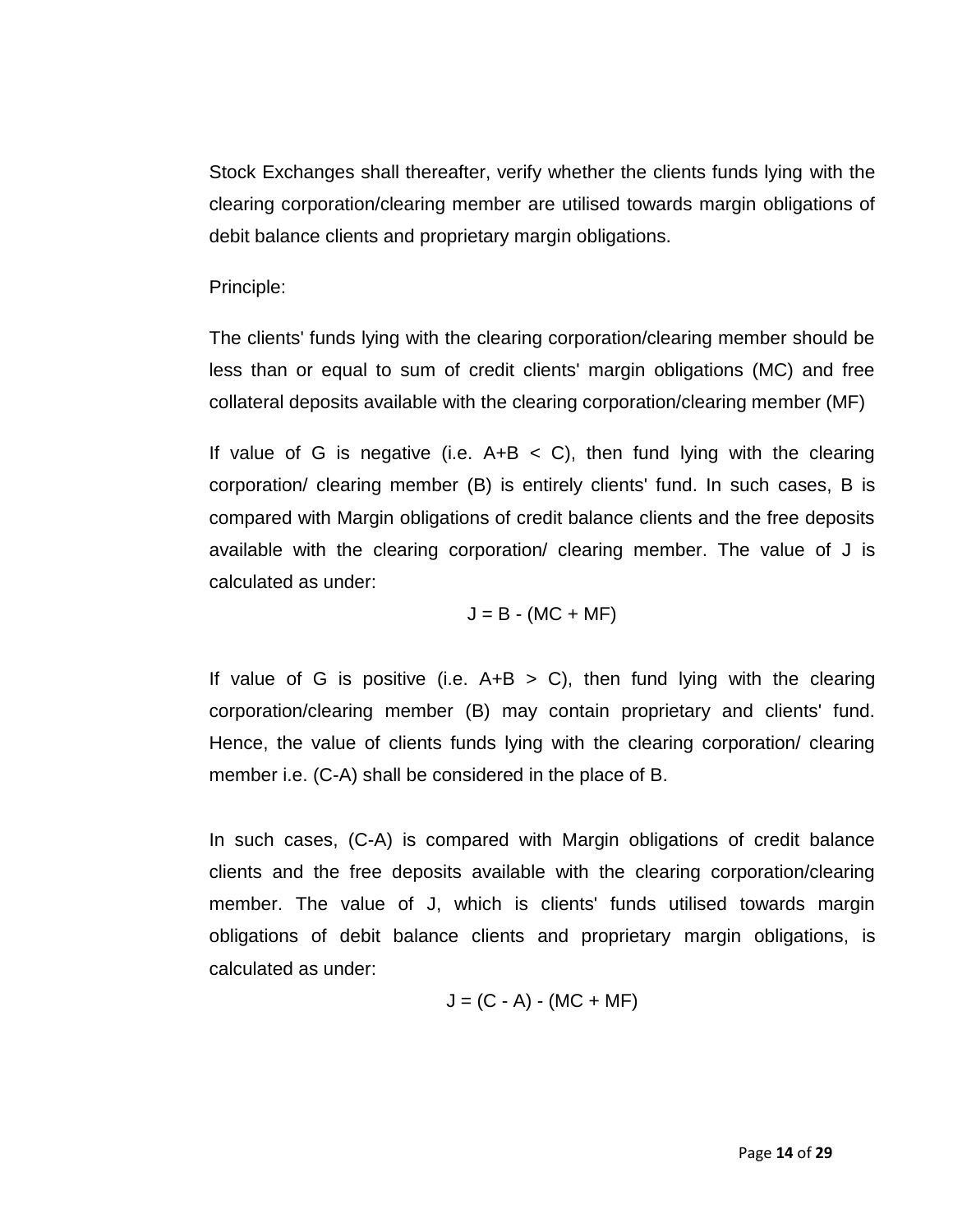Stock Exchanges shall thereafter, verify whether the clients funds lying with the clearing corporation/clearing member are utilised towards margin obligations of debit balance clients and proprietary margin obligations.

Principle:

The clients' funds lying with the clearing corporation/clearing member should be less than or equal to sum of credit clients' margin obligations (MC) and free collateral deposits available with the clearing corporation/clearing member (MF)

If value of G is negative (i.e. $A+B < C$), then fund lying with the clearing corporation/ clearing member (B) is entirely clients' fund. In such cases, B is compared with Margin obligations of credit balance clients and the free deposits available with the clearing corporation/ clearing member. The value of J is calculated as under:

$$J = B - (MC + MF)$$

If value of G is positive (i.e. $A+B > C$), then fund lying with the clearing corporation/clearing member (B) may contain proprietary and clients' fund. Hence, the value of clients funds lying with the clearing corporation/ clearing member i.e. (C-A) shall be considered in the place of B.

In such cases, (C-A) is compared with Margin obligations of credit balance clients and the free deposits available with the clearing corporation/clearing member. The value of J, which is clients' funds utilised towards margin obligations of debit balance clients and proprietary margin obligations, is calculated as under:

$$J = (C - A) - (MC + MF)$$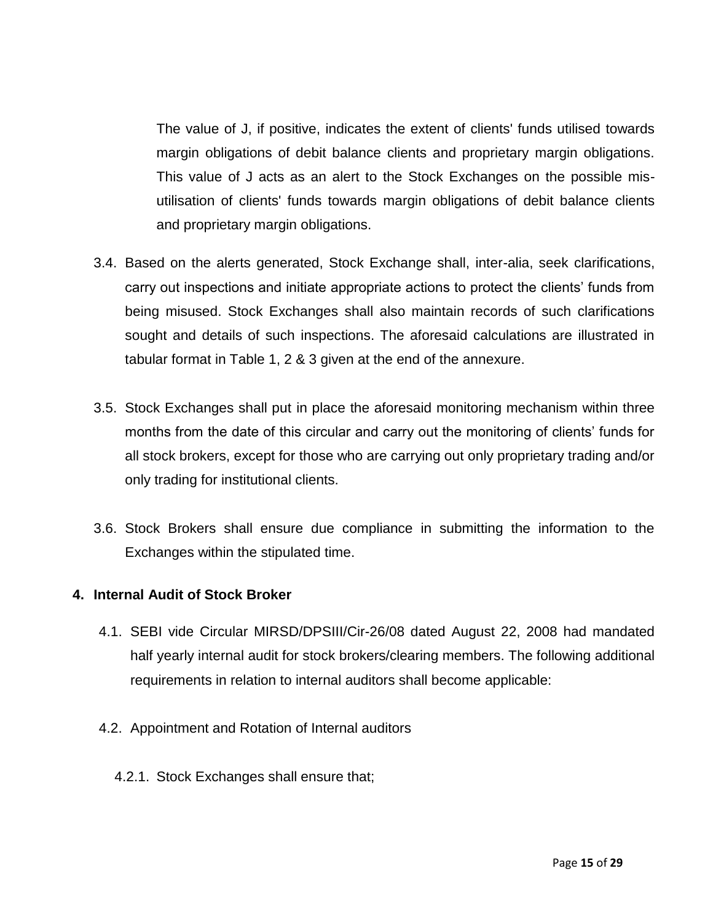The value of J, if positive, indicates the extent of clients' funds utilised towards margin obligations of debit balance clients and proprietary margin obligations. This value of J acts as an alert to the Stock Exchanges on the possible mis-utilisation of clients' funds towards margin obligations of debit balance clients and proprietary margin obligations.

3.4. Based on the alerts generated, Stock Exchange shall, inter-alia, seek clarifications, carry out inspections and initiate appropriate actions to protect the clients' funds from being misused. Stock Exchanges shall also maintain records of such clarifications sought and details of such inspections. The aforesaid calculations are illustrated in tabular format in Table 1, 2 & 3 given at the end of the annexure.

3.5. Stock Exchanges shall put in place the aforesaid monitoring mechanism within three months from the date of this circular and carry out the monitoring of clients' funds for all stock brokers, except for those who are carrying out only proprietary trading and/or only trading for institutional clients.

3.6. Stock Brokers shall ensure due compliance in submitting the information to the Exchanges within the stipulated time.

## 4. Internal Audit of Stock Broker

4.1. SEBI vide Circular MIRSD/DPSIII/Cir-26/08 dated August 22, 2008 had mandated half yearly internal audit for stock brokers/clearing members. The following additional requirements in relation to internal auditors shall become applicable:

4.2. Appointment and Rotation of Internal auditors

4.2.1. Stock Exchanges shall ensure that;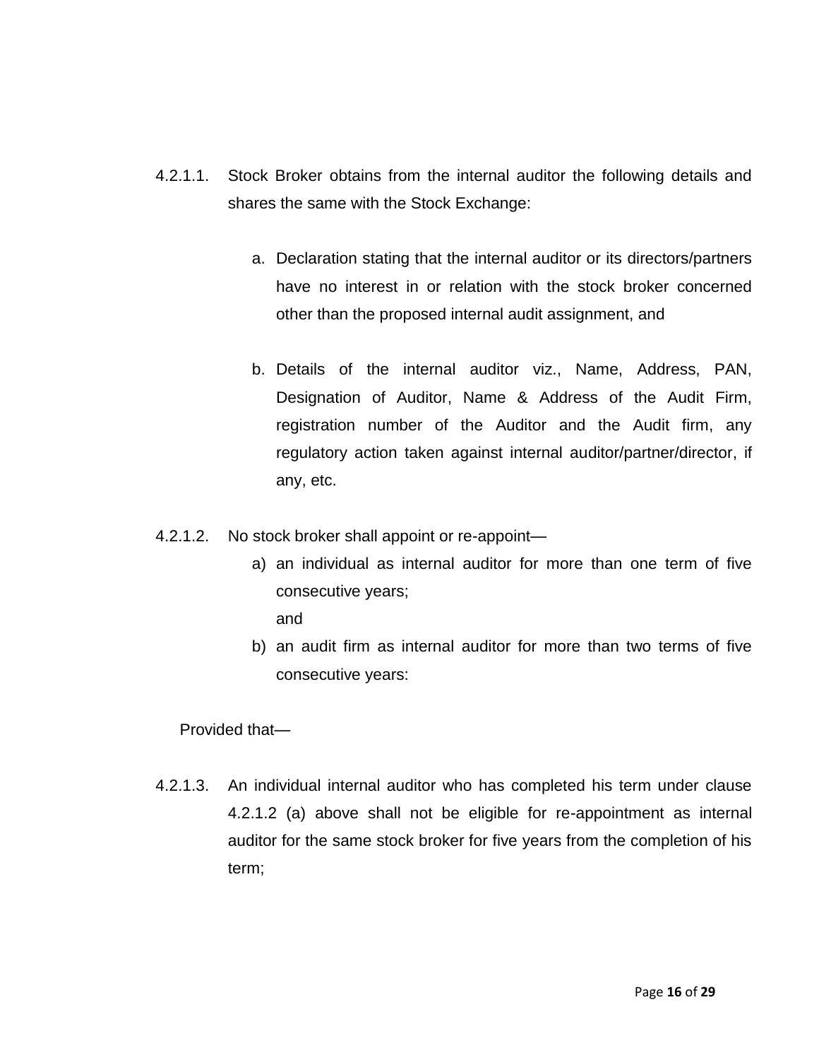4.2.1.1. Stock Broker obtains from the internal auditor the following details and shares the same with the Stock Exchange:

a. Declaration stating that the internal auditor or its directors/partners have no interest in or relation with the stock broker concerned other than the proposed internal audit assignment, and

b. Details of the internal auditor viz., Name, Address, PAN, Designation of Auditor, Name & Address of the Audit Firm, registration number of the Auditor and the Audit firm, any regulatory action taken against internal auditor/partner/director, if any, etc.

4.2.1.2. No stock broker shall appoint or re-appoint—

a) an individual as internal auditor for more than one term of five consecutive years;
   and
b) an audit firm as internal auditor for more than two terms of five consecutive years:

Provided that—

4.2.1.3. An individual internal auditor who has completed his term under clause 4.2.1.2 (a) above shall not be eligible for re-appointment as internal auditor for the same stock broker for five years from the completion of his term;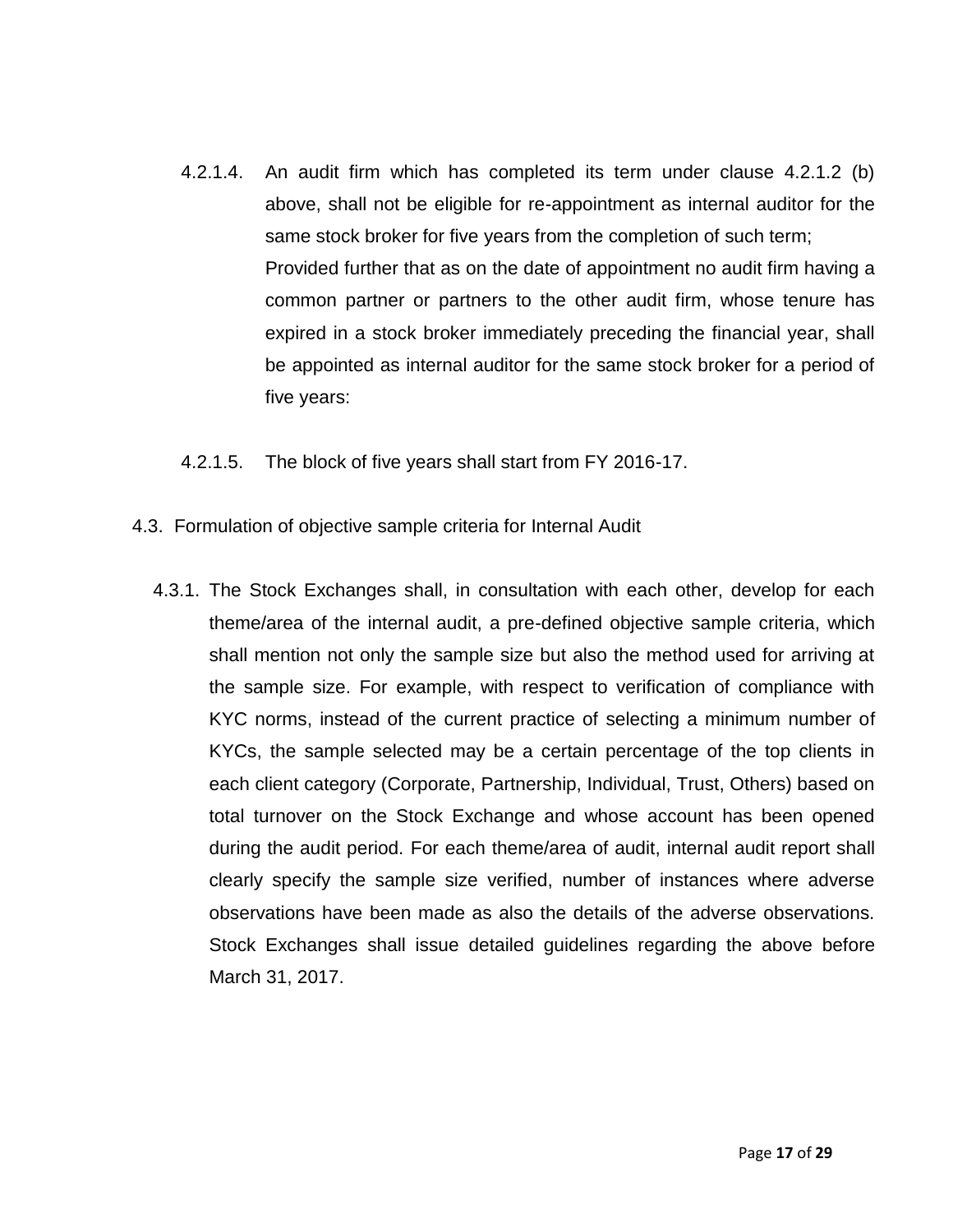4.2.1.4. An audit firm which has completed its term under clause 4.2.1.2 (b) above, shall not be eligible for re-appointment as internal auditor for the same stock broker for five years from the completion of such term;

Provided further that as on the date of appointment no audit firm having a common partner or partners to the other audit firm, whose tenure has expired in a stock broker immediately preceding the financial year, shall be appointed as internal auditor for the same stock broker for a period of five years:

4.2.1.5. The block of five years shall start from FY 2016-17.

4.3. Formulation of objective sample criteria for Internal Audit

4.3.1. The Stock Exchanges shall, in consultation with each other, develop for each theme/area of the internal audit, a pre-defined objective sample criteria, which shall mention not only the sample size but also the method used for arriving at the sample size. For example, with respect to verification of compliance with KYC norms, instead of the current practice of selecting a minimum number of KYCs, the sample selected may be a certain percentage of the top clients in each client category (Corporate, Partnership, Individual, Trust, Others) based on total turnover on the Stock Exchange and whose account has been opened during the audit period. For each theme/area of audit, internal audit report shall clearly specify the sample size verified, number of instances where adverse observations have been made as also the details of the adverse observations. Stock Exchanges shall issue detailed guidelines regarding the above before March 31, 2017.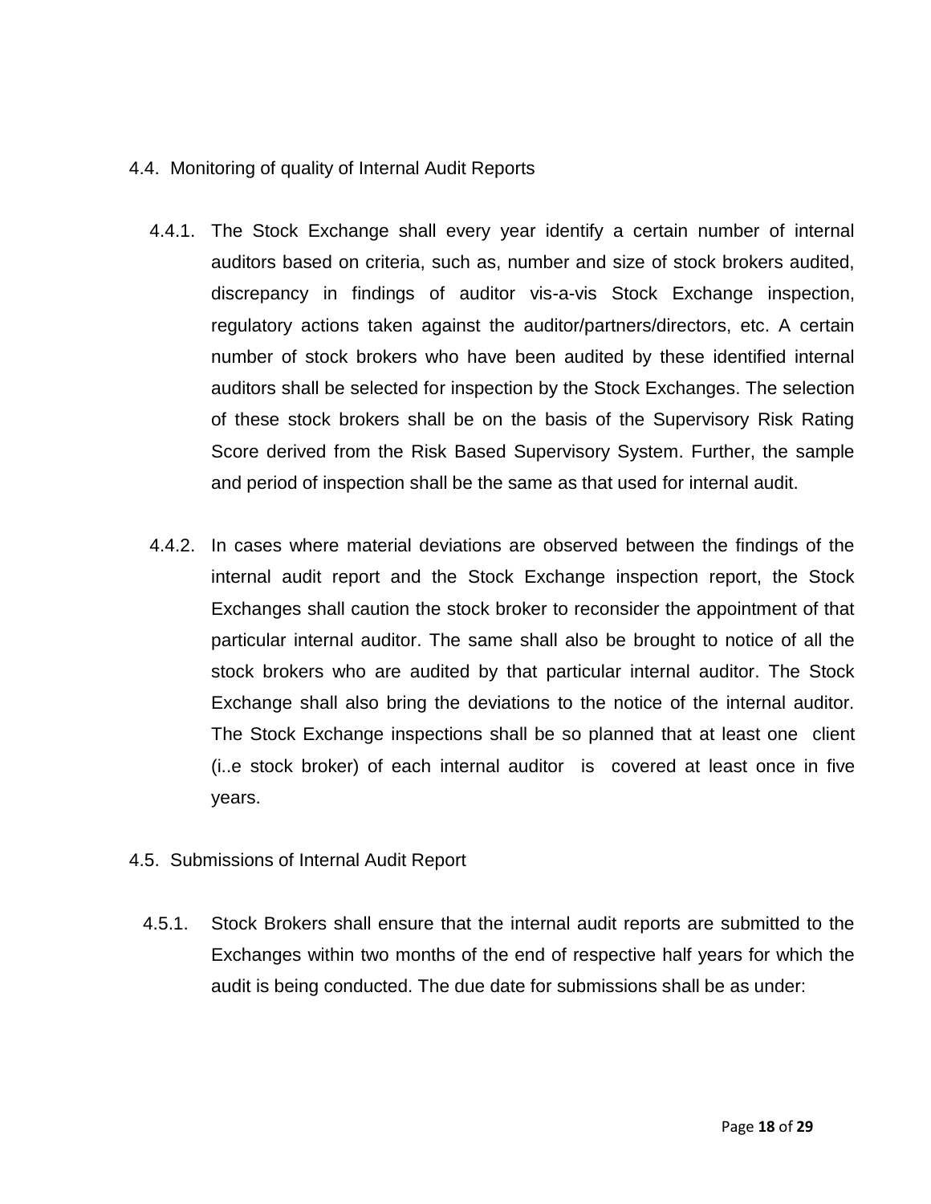## 4.4. Monitoring of quality of Internal Audit Reports

4.4.1. The Stock Exchange shall every year identify a certain number of internal auditors based on criteria, such as, number and size of stock brokers audited, discrepancy in findings of auditor vis-a-vis Stock Exchange inspection, regulatory actions taken against the auditor/partners/directors, etc. A certain number of stock brokers who have been audited by these identified internal auditors shall be selected for inspection by the Stock Exchanges. The selection of these stock brokers shall be on the basis of the Supervisory Risk Rating Score derived from the Risk Based Supervisory System. Further, the sample and period of inspection shall be the same as that used for internal audit.

4.4.2. In cases where material deviations are observed between the findings of the internal audit report and the Stock Exchange inspection report, the Stock Exchanges shall caution the stock broker to reconsider the appointment of that particular internal auditor. The same shall also be brought to notice of all the stock brokers who are audited by that particular internal auditor. The Stock Exchange shall also bring the deviations to the notice of the internal auditor. The Stock Exchange inspections shall be so planned that at least one client (i..e stock broker) of each internal auditor is covered at least once in five years.

## 4.5. Submissions of Internal Audit Report

4.5.1. Stock Brokers shall ensure that the internal audit reports are submitted to the Exchanges within two months of the end of respective half years for which the audit is being conducted. The due date for submissions shall be as under: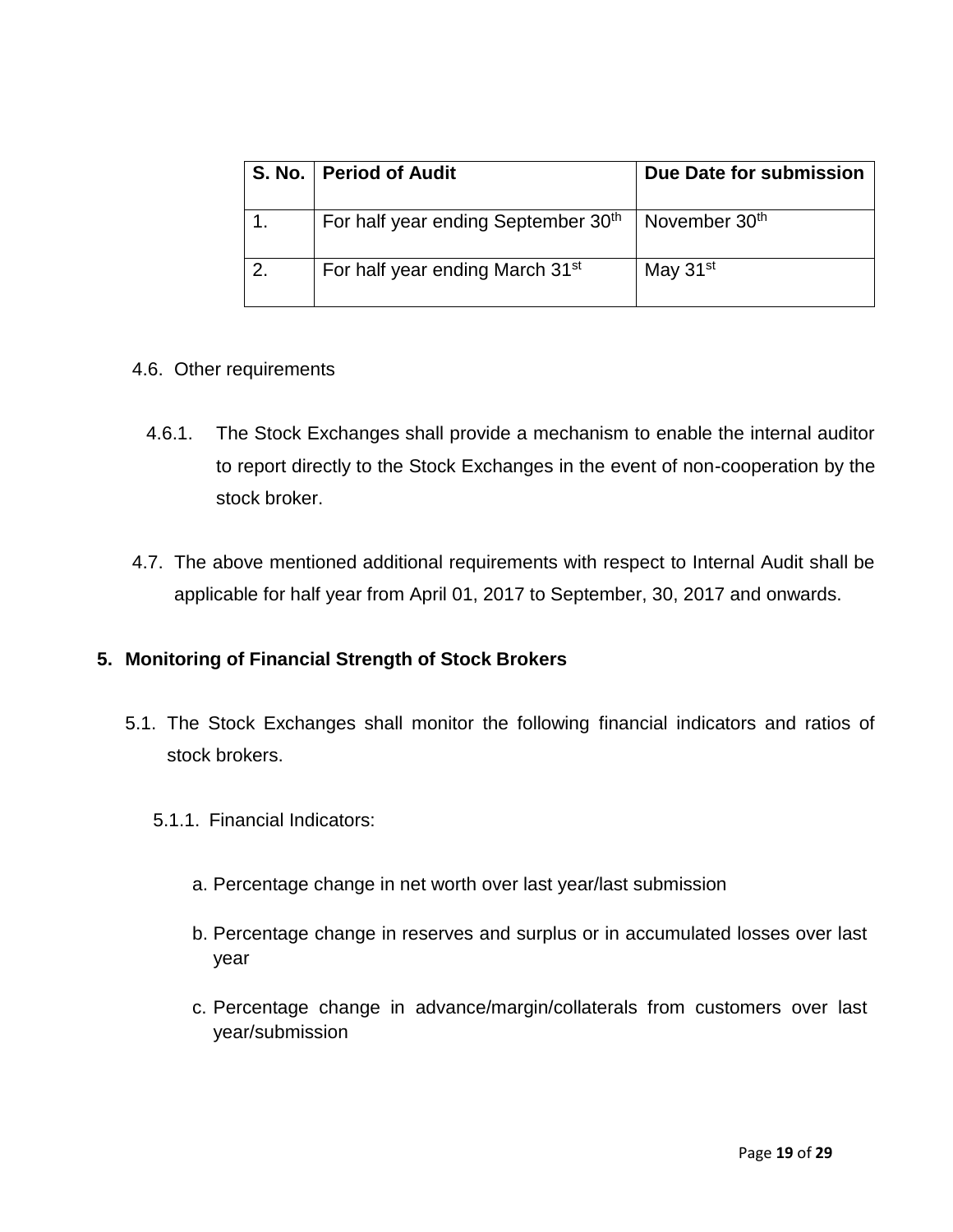| S. No. | Period of Audit | Due Date for submission |
|---|---|---|
| 1. | For half year ending September 30th | November 30th |
| 2. | For half year ending March 31st | May 31st |

4.6. Other requirements

4.6.1. The Stock Exchanges shall provide a mechanism to enable the internal auditor to report directly to the Stock Exchanges in the event of non-cooperation by the stock broker.

4.7. The above mentioned additional requirements with respect to Internal Audit shall be applicable for half year from April 01, 2017 to September, 30, 2017 and onwards.

## 5. Monitoring of Financial Strength of Stock Brokers

5.1. The Stock Exchanges shall monitor the following financial indicators and ratios of stock brokers.

5.1.1. Financial Indicators:

a. Percentage change in net worth over last year/last submission

b. Percentage change in reserves and surplus or in accumulated losses over last year

c. Percentage change in advance/margin/collaterals from customers over last year/submission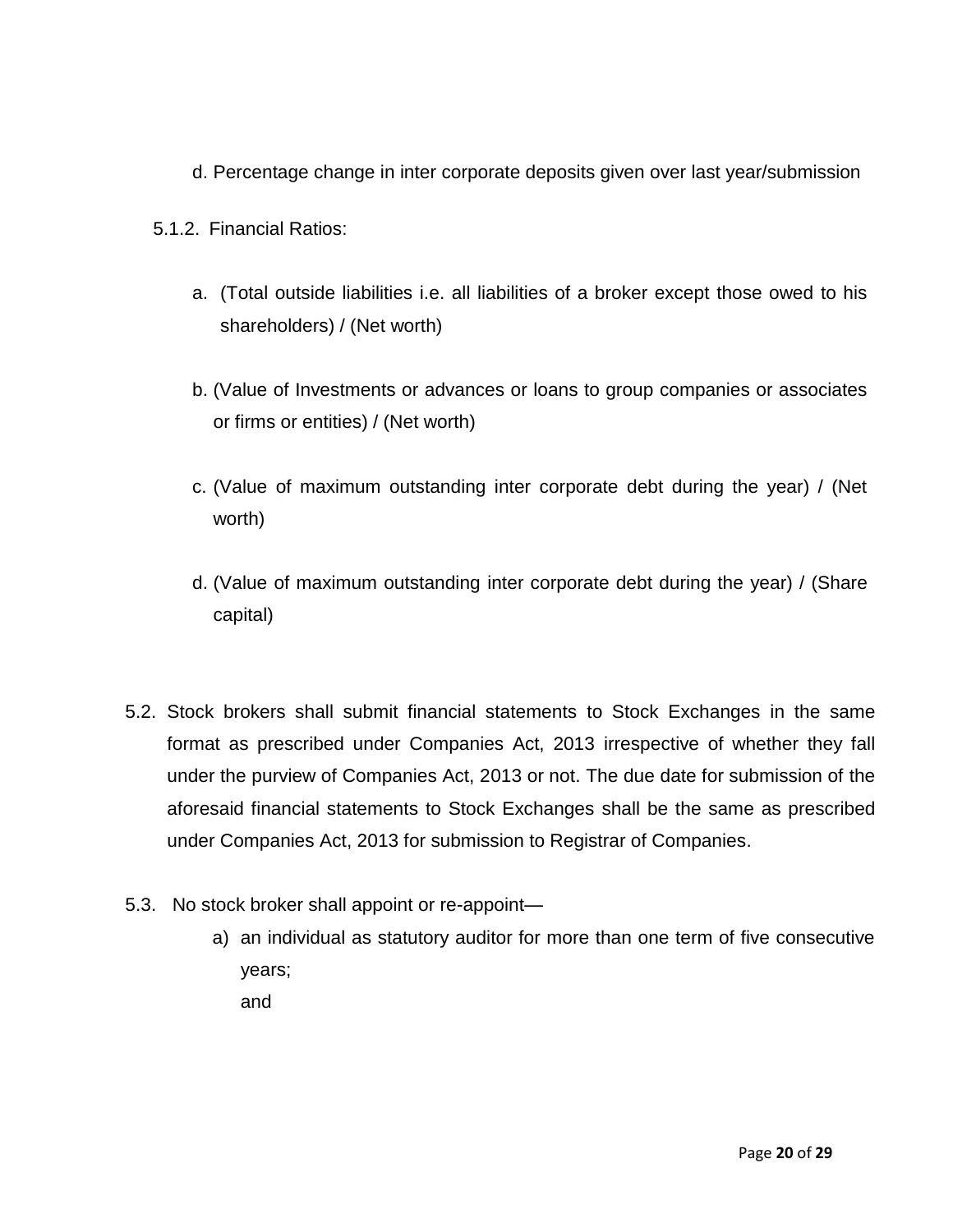d. Percentage change in inter corporate deposits given over last year/submission

5.1.2. Financial Ratios:

a. (Total outside liabilities i.e. all liabilities of a broker except those owed to his shareholders) / (Net worth)

b. (Value of Investments or advances or loans to group companies or associates or firms or entities) / (Net worth)

c. (Value of maximum outstanding inter corporate debt during the year) / (Net worth)

d. (Value of maximum outstanding inter corporate debt during the year) / (Share capital)

5.2. Stock brokers shall submit financial statements to Stock Exchanges in the same format as prescribed under Companies Act, 2013 irrespective of whether they fall under the purview of Companies Act, 2013 or not. The due date for submission of the aforesaid financial statements to Stock Exchanges shall be the same as prescribed under Companies Act, 2013 for submission to Registrar of Companies.

5.3. No stock broker shall appoint or re-appoint—

a) an individual as statutory auditor for more than one term of five consecutive years;
and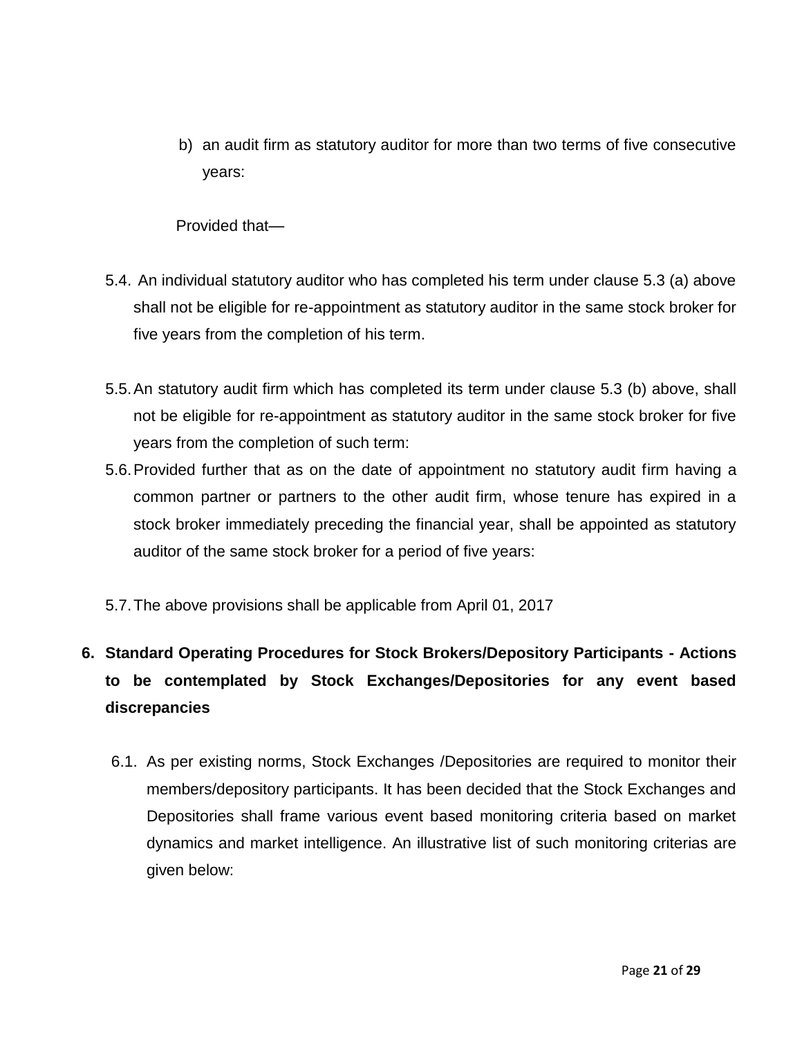b) an audit firm as statutory auditor for more than two terms of five consecutive years:

Provided that—

5.4. An individual statutory auditor who has completed his term under clause 5.3 (a) above shall not be eligible for re-appointment as statutory auditor in the same stock broker for five years from the completion of his term.

5.5. An statutory audit firm which has completed its term under clause 5.3 (b) above, shall not be eligible for re-appointment as statutory auditor in the same stock broker for five years from the completion of such term:

5.6. Provided further that as on the date of appointment no statutory audit firm having a common partner or partners to the other audit firm, whose tenure has expired in a stock broker immediately preceding the financial year, shall be appointed as statutory auditor of the same stock broker for a period of five years:

5.7. The above provisions shall be applicable from April 01, 2017

## 6. Standard Operating Procedures for Stock Brokers/Depository Participants - Actions to be contemplated by Stock Exchanges/Depositories for any event based discrepancies

6.1. As per existing norms, Stock Exchanges /Depositories are required to monitor their members/depository participants. It has been decided that the Stock Exchanges and Depositories shall frame various event based monitoring criteria based on market dynamics and market intelligence. An illustrative list of such monitoring criterias are given below: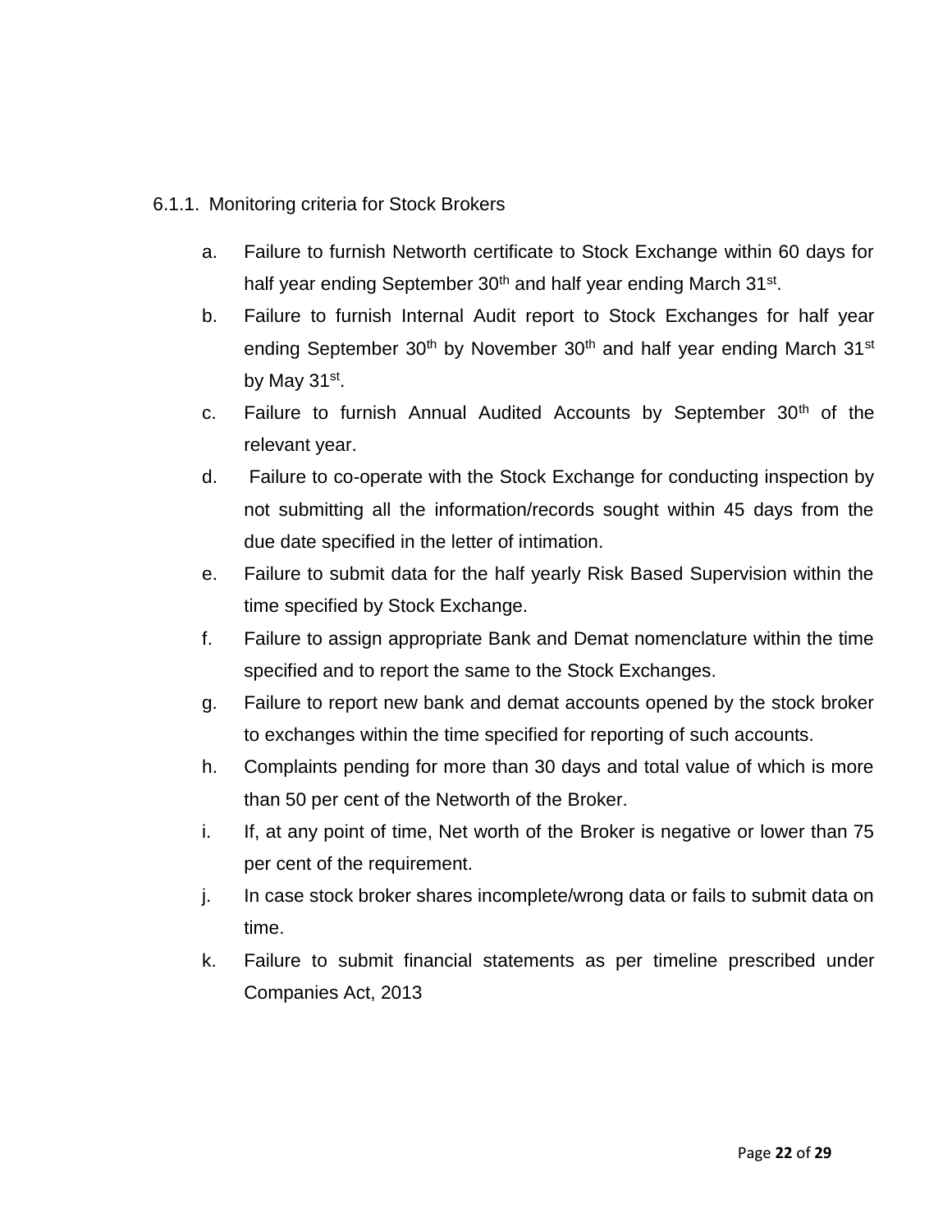#### 6.1.1. Monitoring criteria for Stock Brokers

a. Failure to furnish Networth certificate to Stock Exchange within 60 days for half year ending September 30th and half year ending March 31st.

b. Failure to furnish Internal Audit report to Stock Exchanges for half year ending September 30th by November 30th and half year ending March 31st by May 31st.

c. Failure to furnish Annual Audited Accounts by September 30th of the relevant year.

d. Failure to co-operate with the Stock Exchange for conducting inspection by not submitting all the information/records sought within 45 days from the due date specified in the letter of intimation.

e. Failure to submit data for the half yearly Risk Based Supervision within the time specified by Stock Exchange.

f. Failure to assign appropriate Bank and Demat nomenclature within the time specified and to report the same to the Stock Exchanges.

g. Failure to report new bank and demat accounts opened by the stock broker to exchanges within the time specified for reporting of such accounts.

h. Complaints pending for more than 30 days and total value of which is more than 50 per cent of the Networth of the Broker.

i. If, at any point of time, Net worth of the Broker is negative or lower than 75 per cent of the requirement.

j. In case stock broker shares incomplete/wrong data or fails to submit data on time.

k. Failure to submit financial statements as per timeline prescribed under Companies Act, 2013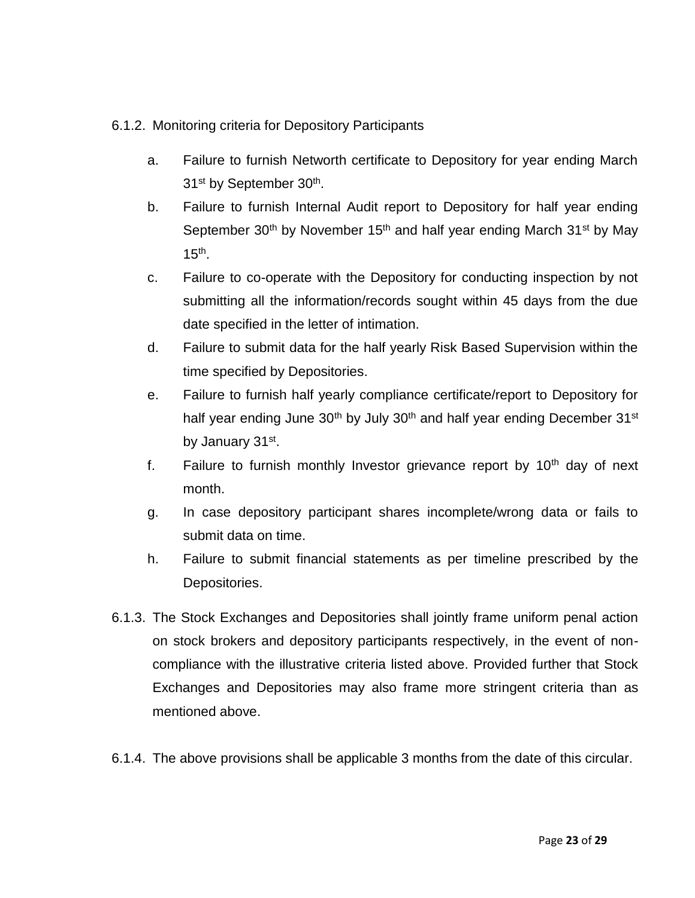6.1.2. Monitoring criteria for Depository Participants

a. Failure to furnish Networth certificate to Depository for year ending March 31st by September 30th.

b. Failure to furnish Internal Audit report to Depository for half year ending September 30th by November 15th and half year ending March 31st by May 15th.

c. Failure to co-operate with the Depository for conducting inspection by not submitting all the information/records sought within 45 days from the due date specified in the letter of intimation.

d. Failure to submit data for the half yearly Risk Based Supervision within the time specified by Depositories.

e. Failure to furnish half yearly compliance certificate/report to Depository for half year ending June 30th by July 30th and half year ending December 31st by January 31st.

f. Failure to furnish monthly Investor grievance report by 10th day of next month.

g. In case depository participant shares incomplete/wrong data or fails to submit data on time.

h. Failure to submit financial statements as per timeline prescribed by the Depositories.

6.1.3. The Stock Exchanges and Depositories shall jointly frame uniform penal action on stock brokers and depository participants respectively, in the event of non-compliance with the illustrative criteria listed above. Provided further that Stock Exchanges and Depositories may also frame more stringent criteria than as mentioned above.

6.1.4. The above provisions shall be applicable 3 months from the date of this circular.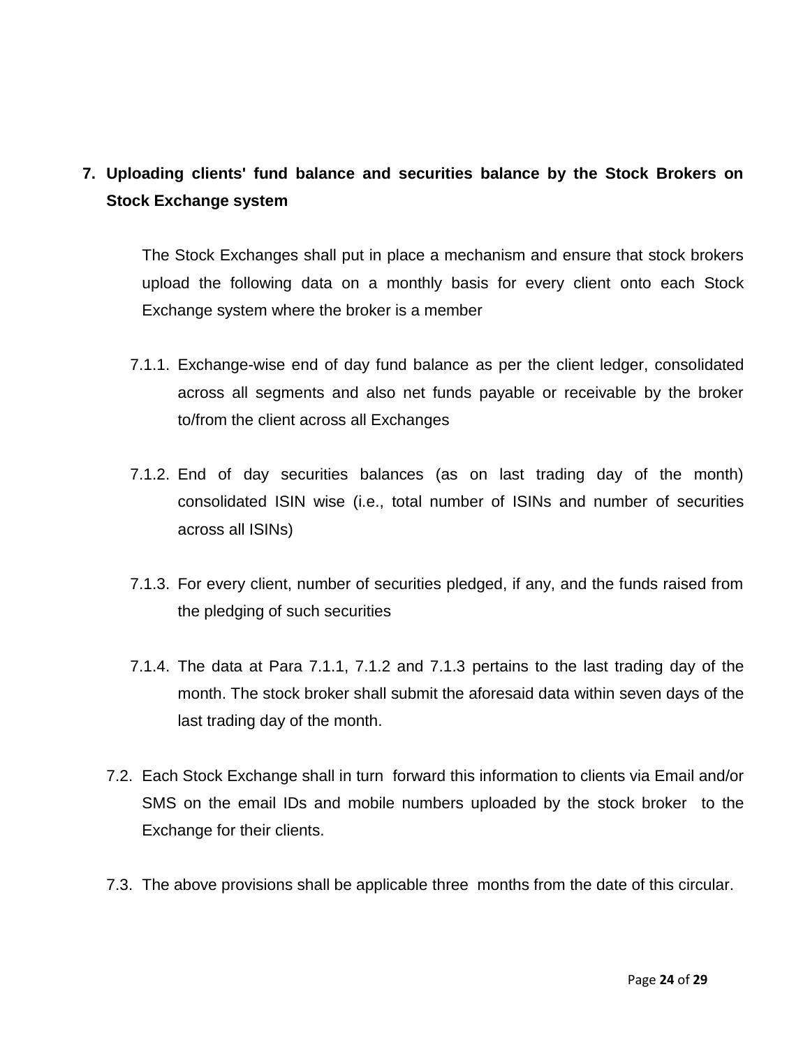## 7. Uploading clients' fund balance and securities balance by the Stock Brokers on Stock Exchange system

The Stock Exchanges shall put in place a mechanism and ensure that stock brokers upload the following data on a monthly basis for every client onto each Stock Exchange system where the broker is a member

7.1.1. Exchange-wise end of day fund balance as per the client ledger, consolidated across all segments and also net funds payable or receivable by the broker to/from the client across all Exchanges

7.1.2. End of day securities balances (as on last trading day of the month) consolidated ISIN wise (i.e., total number of ISINs and number of securities across all ISINs)

7.1.3. For every client, number of securities pledged, if any, and the funds raised from the pledging of such securities

7.1.4. The data at Para 7.1.1, 7.1.2 and 7.1.3 pertains to the last trading day of the month. The stock broker shall submit the aforesaid data within seven days of the last trading day of the month.

7.2. Each Stock Exchange shall in turn forward this information to clients via Email and/or SMS on the email IDs and mobile numbers uploaded by the stock broker to the Exchange for their clients.

7.3. The above provisions shall be applicable three months from the date of this circular.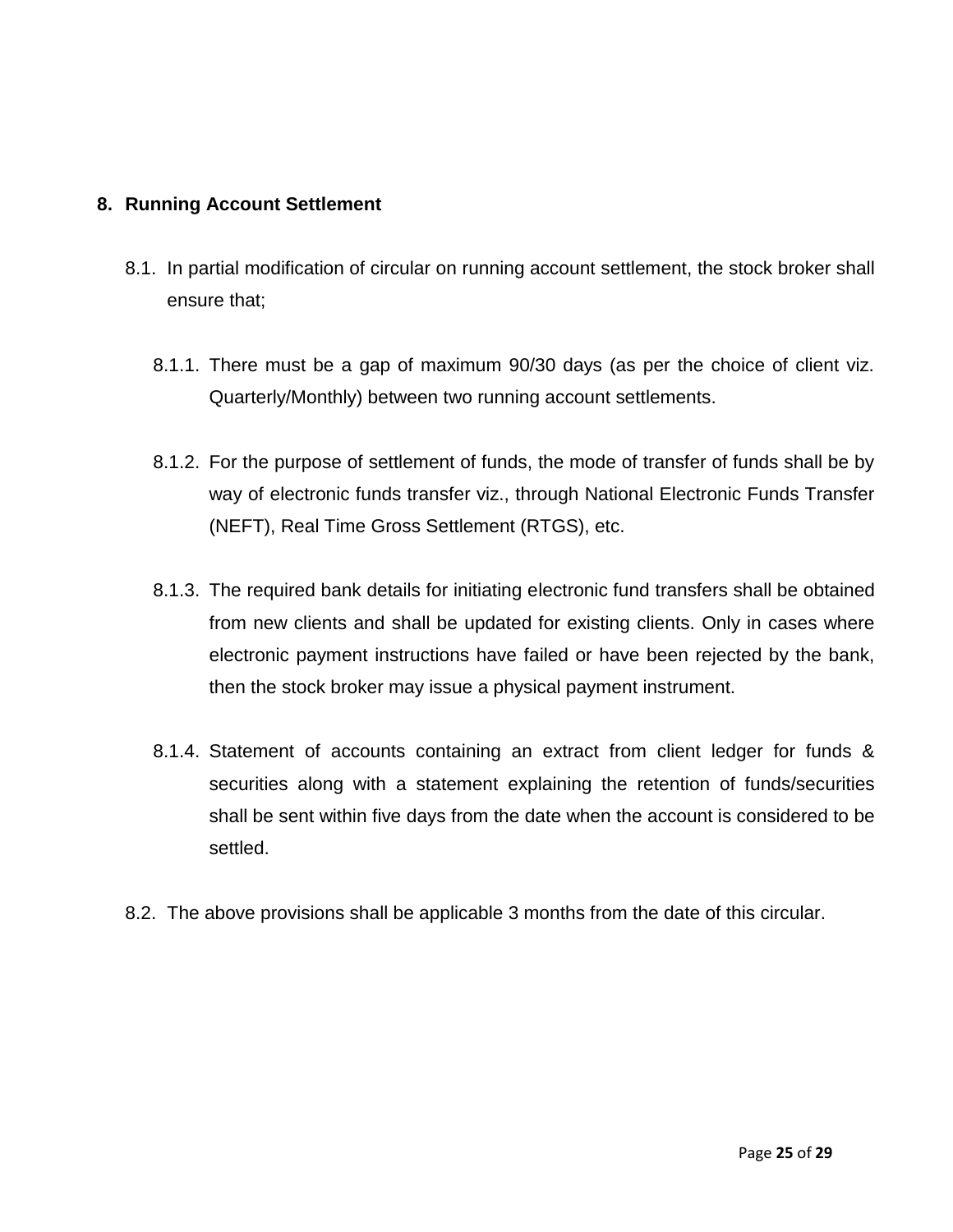## 8. Running Account Settlement

8.1. In partial modification of circular on running account settlement, the stock broker shall ensure that;

8.1.1. There must be a gap of maximum 90/30 days (as per the choice of client viz. Quarterly/Monthly) between two running account settlements.

8.1.2. For the purpose of settlement of funds, the mode of transfer of funds shall be by way of electronic funds transfer viz., through National Electronic Funds Transfer (NEFT), Real Time Gross Settlement (RTGS), etc.

8.1.3. The required bank details for initiating electronic fund transfers shall be obtained from new clients and shall be updated for existing clients. Only in cases where electronic payment instructions have failed or have been rejected by the bank, then the stock broker may issue a physical payment instrument.

8.1.4. Statement of accounts containing an extract from client ledger for funds & securities along with a statement explaining the retention of funds/securities shall be sent within five days from the date when the account is considered to be settled.

8.2. The above provisions shall be applicable 3 months from the date of this circular.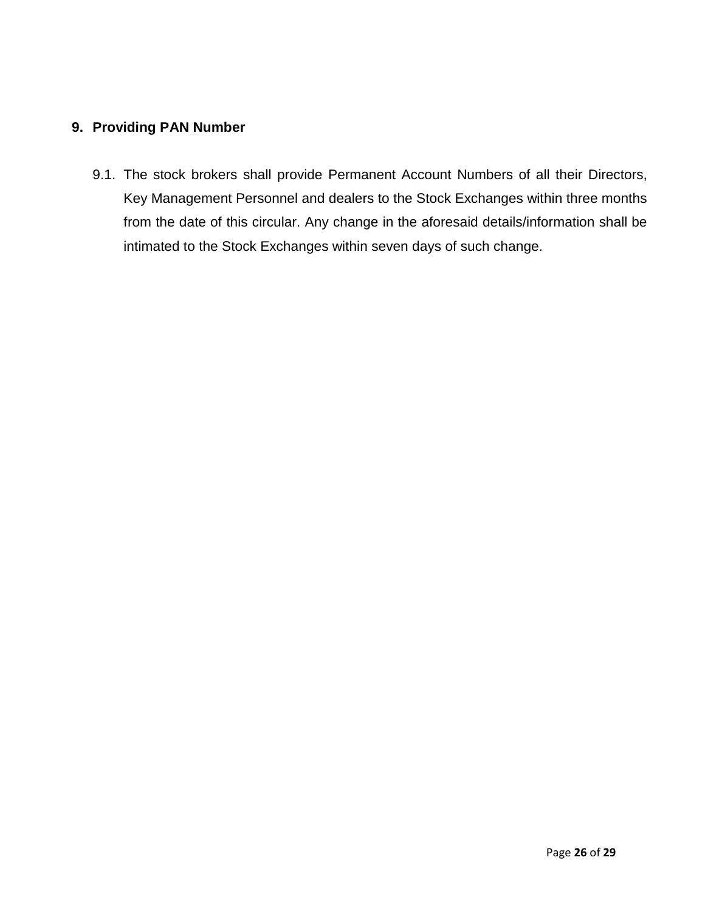## 9. Providing PAN Number

9.1. The stock brokers shall provide Permanent Account Numbers of all their Directors, Key Management Personnel and dealers to the Stock Exchanges within three months from the date of this circular. Any change in the aforesaid details/information shall be intimated to the Stock Exchanges within seven days of such change.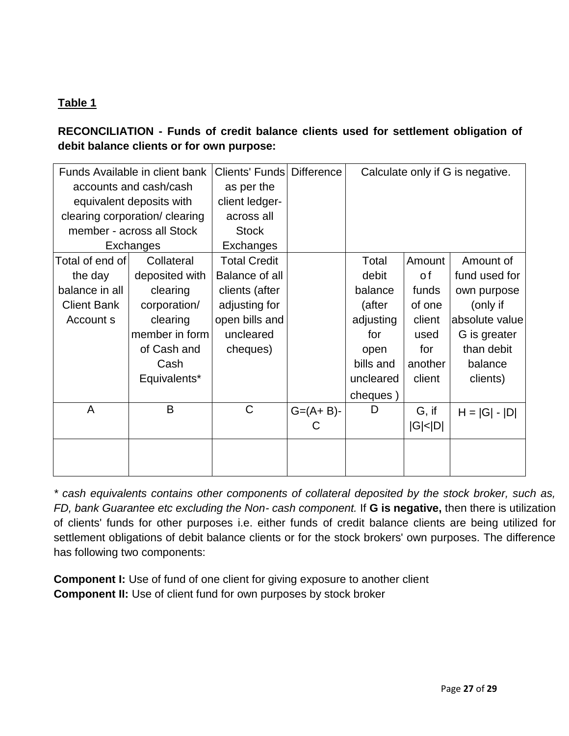**Table 1**

**RECONCILIATION - Funds of credit balance clients used for settlement obligation of debit balance clients or for own purpose:**

| Funds Available in client bank accounts and cash/cash equivalent deposits with clearing corporation/ clearing member - across all Stock Exchanges | | Clients' Funds as per the client ledger- across all Stock Exchanges | Difference | Calculate only if G is negative. | | |
|---|---|---|---|---|---|---|
| Total of end of the day balance in all Client Bank Account s | Collateral deposited with clearing corporation/ clearing member in form of Cash and Cash Equivalents* | Total Credit Balance of all clients (after adjusting for open bills and uncleared cheques) | | Total debit balance (after adjusting for open bills and uncleared cheques ) | Amount of funds of one client used for another client | Amount of fund used for own purpose (only if absolute value G is greater than debit balance clients) |
| A | B | C | G=(A+ B)-C | D | G, if \|G\|<\|D\| | H = \|G\| - \|D\| |
| | | | | | | |

*\* cash equivalents contains other components of collateral deposited by the stock broker, such as, FD, bank Guarantee etc excluding the Non- cash component.* If **G is negative,** then there is utilization of clients' funds for other purposes i.e. either funds of credit balance clients are being utilized for settlement obligations of debit balance clients or for the stock brokers' own purposes. The difference has following two components:

**Component I:** Use of fund of one client for giving exposure to another client
**Component II:** Use of client fund for own purposes by stock broker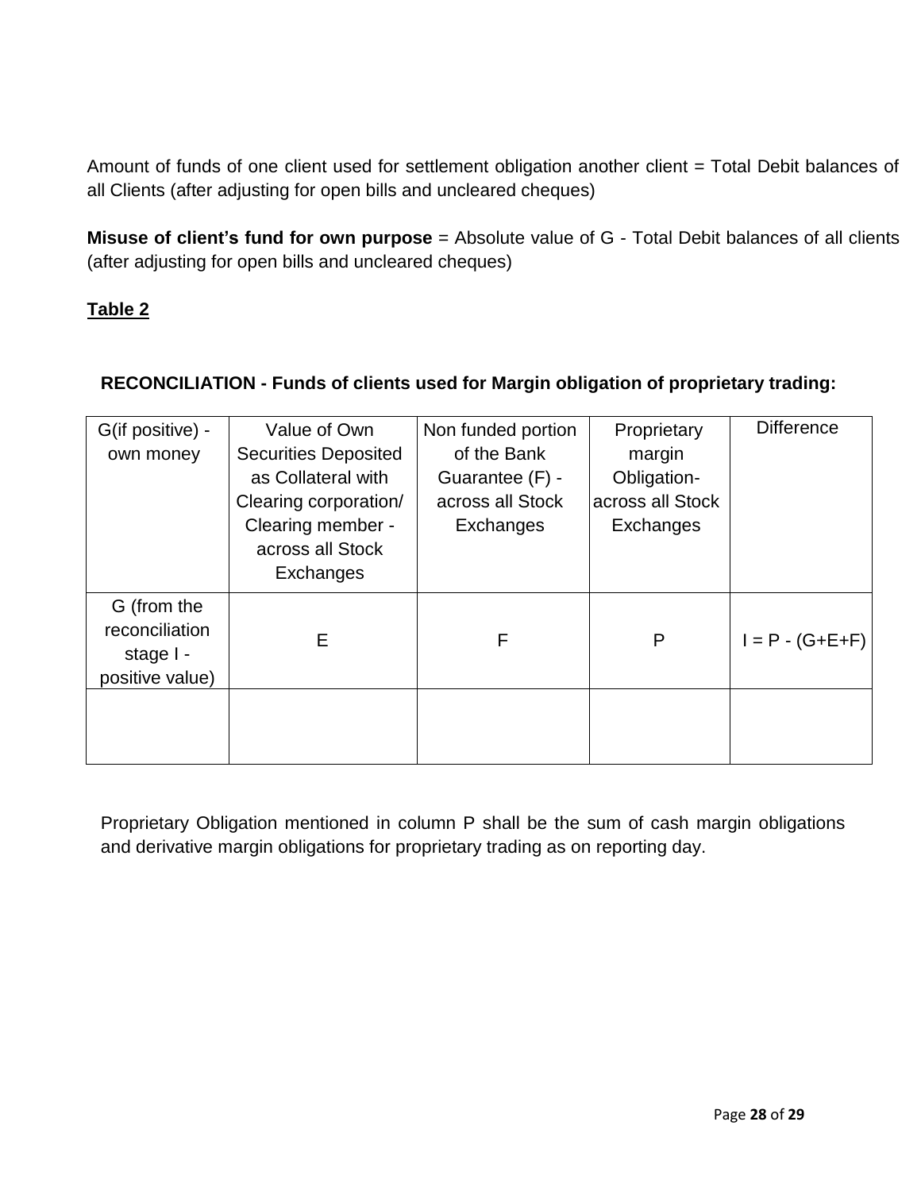Amount of funds of one client used for settlement obligation another client = Total Debit balances of all Clients (after adjusting for open bills and uncleared cheques)

**Misuse of client's fund for own purpose** = Absolute value of G - Total Debit balances of all clients (after adjusting for open bills and uncleared cheques)

**Table 2**

**RECONCILIATION - Funds of clients used for Margin obligation of proprietary trading:**

| G(if positive) - own money | Value of Own Securities Deposited as Collateral with Clearing corporation/ Clearing member - across all Stock Exchanges | Non funded portion of the Bank Guarantee (F) - across all Stock Exchanges | Proprietary margin Obligation- across all Stock Exchanges | Difference |
|---|---|---|---|---|
| G (from the reconciliation stage I - positive value) | E | F | P | I = P - (G+E+F) |
| | | | | |

Proprietary Obligation mentioned in column P shall be the sum of cash margin obligations and derivative margin obligations for proprietary trading as on reporting day.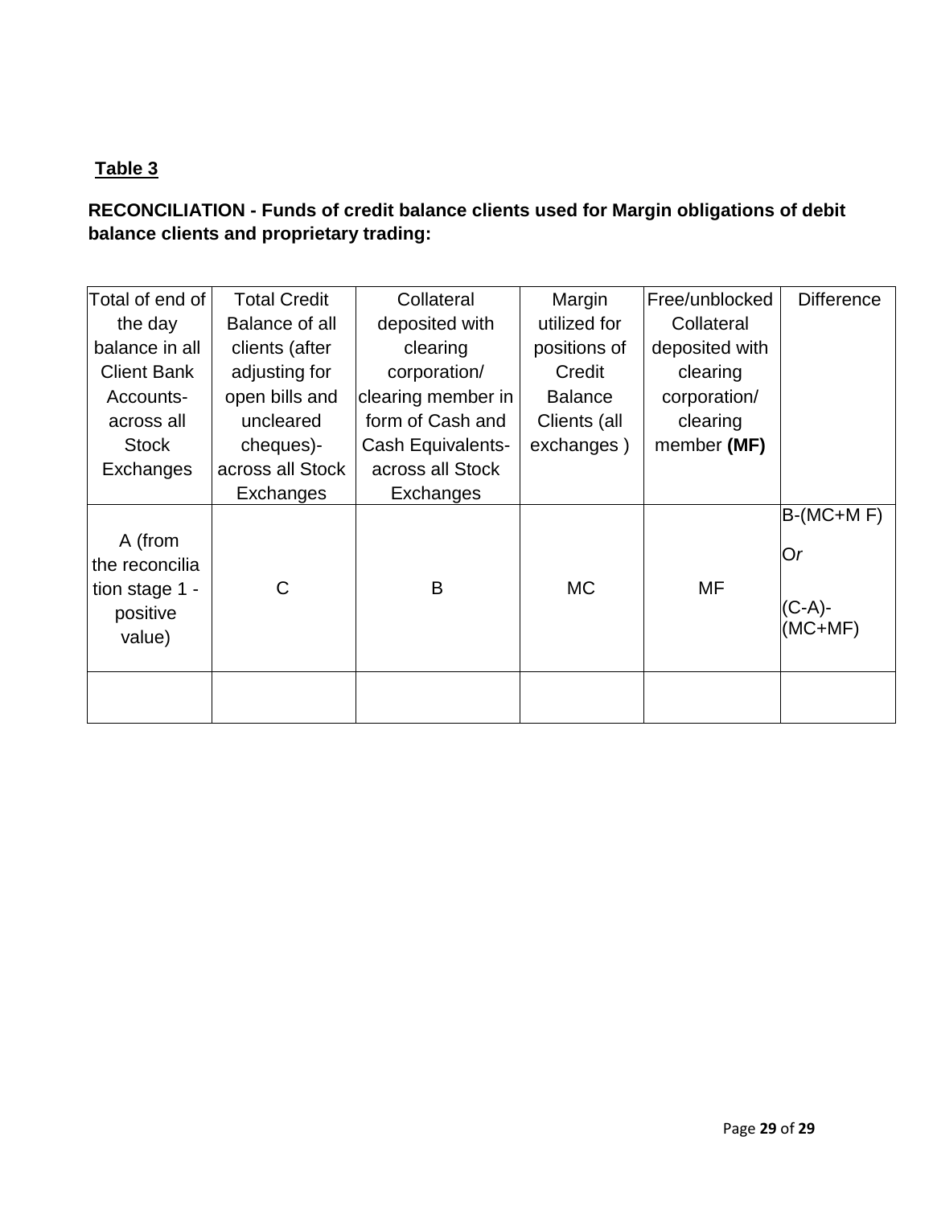**Table 3**

**RECONCILIATION - Funds of credit balance clients used for Margin obligations of debit balance clients and proprietary trading:**

| Total of end of the day balance in all Client Bank Accounts- across all Stock Exchanges | Total Credit Balance of all clients (after adjusting for open bills and uncleared cheques)- across all Stock Exchanges | Collateral deposited with clearing corporation/ clearing member in form of Cash and Cash Equivalents- across all Stock Exchanges | Margin utilized for positions of Credit Balance Clients (all exchanges ) | Free/unblocked Collateral deposited with clearing corporation/ clearing member **(MF)** | Difference |
|---|---|---|---|---|---|
| A (from the reconciliation stage 1 - positive value) | C | B | MC | MF | B-(MC+M F)<br>*Or*<br>(C-A)-(MC+MF) |
| | | | | | |